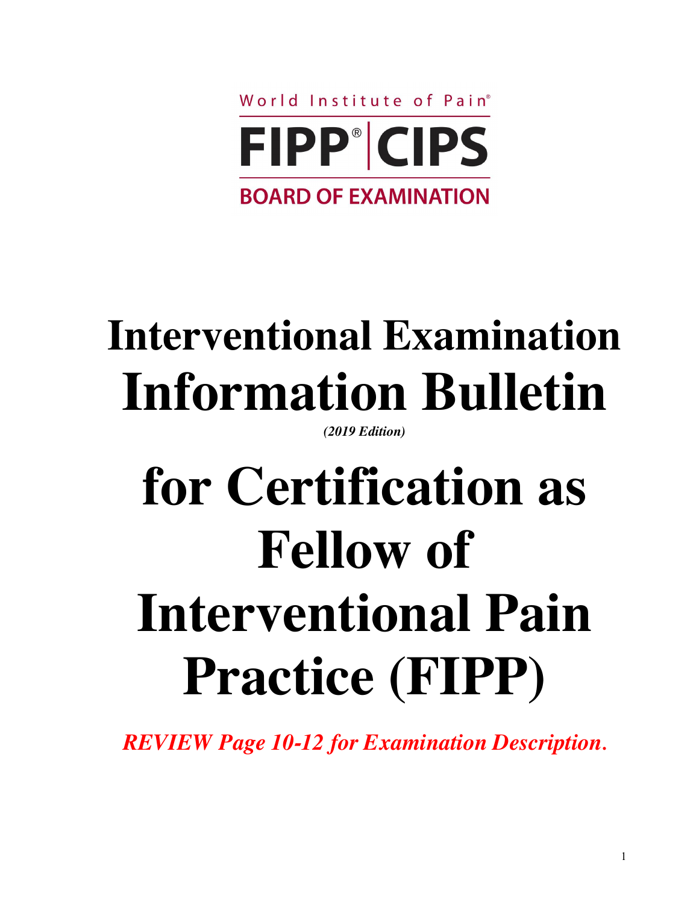World Institute of Pain®

**FIPP® | CIPS**

**BOARD OF EXAMINATION**

# Interventional Examination Information Bulletin

***(2019 Edition)***

# for Certification as Fellow of Interventional Pain Practice (FIPP)

***REVIEW Page 10-12 for Examination Description.***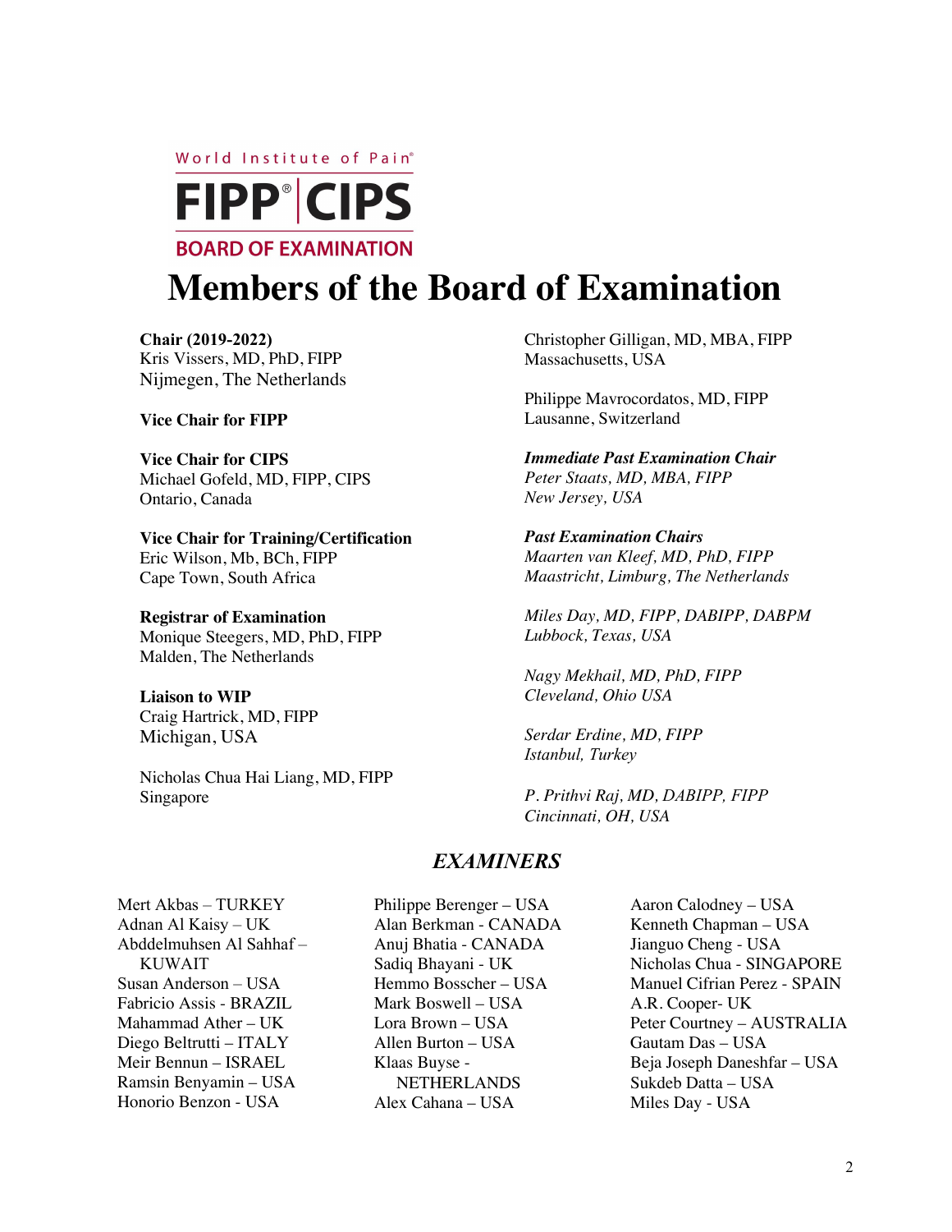World Institute of Pain®

**FIPP® | CIPS**

**BOARD OF EXAMINATION**

# Members of the Board of Examination

**Chair (2019-2022)**
Kris Vissers, MD, PhD, FIPP
Nijmegen, The Netherlands

**Vice Chair for FIPP**

**Vice Chair for CIPS**
Michael Gofeld, MD, FIPP, CIPS
Ontario, Canada

**Vice Chair for Training/Certification**
Eric Wilson, Mb, BCh, FIPP
Cape Town, South Africa

**Registrar of Examination**
Monique Steegers, MD, PhD, FIPP
Malden, The Netherlands

**Liaison to WIP**
Craig Hartrick, MD, FIPP
Michigan, USA

Nicholas Chua Hai Liang, MD, FIPP
Singapore

Christopher Gilligan, MD, MBA, FIPP
Massachusetts, USA

Philippe Mavrocordatos, MD, FIPP
Lausanne, Switzerland

***Immediate Past Examination Chair***
*Peter Staats, MD, MBA, FIPP*
*New Jersey, USA*

***Past Examination Chairs***
*Maarten van Kleef, MD, PhD, FIPP*
*Maastricht, Limburg, The Netherlands*

*Miles Day, MD, FIPP, DABIPP, DABPM*
*Lubbock, Texas, USA*

*Nagy Mekhail, MD, PhD, FIPP*
*Cleveland, Ohio USA*

*Serdar Erdine, MD, FIPP*
*Istanbul, Turkey*

*P. Prithvi Raj, MD, DABIPP, FIPP*
*Cincinnati, OH, USA*

## *EXAMINERS*

Mert Akbas – TURKEY
Adnan Al Kaisy – UK
Abddelmuhsen Al Sahhaf – KUWAIT
Susan Anderson – USA
Fabricio Assis - BRAZIL
Mahammad Ather – UK
Diego Beltrutti – ITALY
Meir Bennun – ISRAEL
Ramsin Benyamin – USA
Honorio Benzon - USA
Philippe Berenger – USA
Alan Berkman - CANADA
Anuj Bhatia - CANADA
Sadiq Bhayani - UK
Hemmo Bosscher – USA
Mark Boswell – USA
Lora Brown – USA
Allen Burton – USA
Klaas Buyse - NETHERLANDS
Alex Cahana – USA
Aaron Calodney – USA
Kenneth Chapman – USA
Jianguo Cheng - USA
Nicholas Chua - SINGAPORE
Manuel Cifrian Perez - SPAIN
A.R. Cooper- UK
Peter Courtney – AUSTRALIA
Gautam Das – USA
Beja Joseph Daneshfar – USA
Sukdeb Datta – USA
Miles Day - USA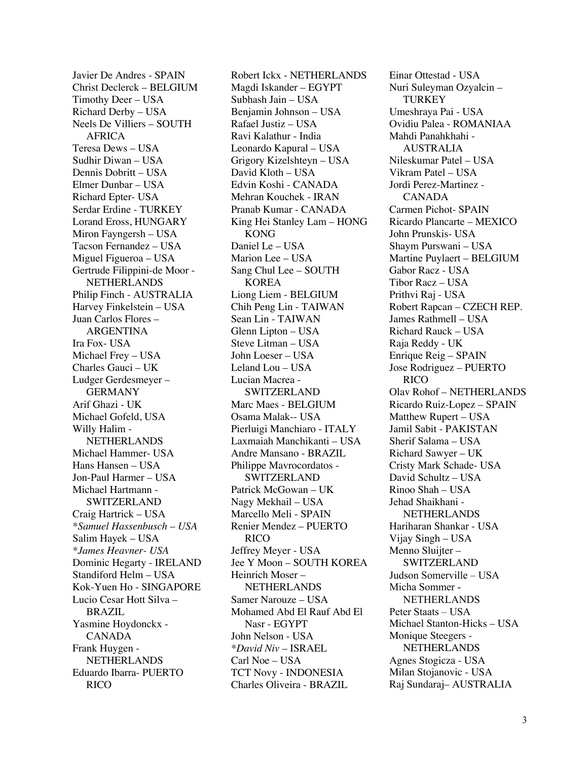Javier De Andres - SPAIN
Christ Declerck – BELGIUM
Timothy Deer – USA
Richard Derby – USA
Neels De Villiers – SOUTH AFRICA
Teresa Dews – USA
Sudhir Diwan – USA
Dennis Dobritt – USA
Elmer Dunbar – USA
Richard Epter- USA
Serdar Erdine - TURKEY
Lorand Eross, HUNGARY
Miron Fayngersh – USA
Tacson Fernandez – USA
Miguel Figueroa – USA
Gertrude Filippini-de Moor - NETHERLANDS
Philip Finch - AUSTRALIA
Harvey Finkelstein – USA
Juan Carlos Flores – ARGENTINA
Ira Fox- USA
Michael Frey – USA
Charles Gauci – UK
Ludger Gerdesmeyer – GERMANY
Arif Ghazi - UK
Michael Gofeld, USA
Willy Halim - NETHERLANDS
Michael Hammer- USA
Hans Hansen – USA
Jon-Paul Harmer – USA
Michael Hartmann - SWITZERLAND
Craig Hartrick – USA
*\*Samuel Hassenbusch – USA*
Salim Hayek – USA
*\*James Heavner- USA*
Dominic Hegarty - IRELAND
Standiford Helm – USA
Kok-Yuen Ho - SINGAPORE
Lucio Cesar Hott Silva – BRAZIL
Yasmine Hoydonckx - CANADA
Frank Huygen - NETHERLANDS
Eduardo Ibarra- PUERTO RICO
Robert Ickx - NETHERLANDS
Magdi Iskander – EGYPT
Subhash Jain – USA
Benjamin Johnson – USA
Rafael Justiz – USA
Ravi Kalathur - India
Leonardo Kapural – USA
Grigory Kizelshteyn – USA
David Kloth – USA
Edvin Koshi - CANADA
Mehran Kouchek - IRAN
Pranab Kumar - CANADA
King Hei Stanley Lam – HONG KONG
Daniel Le – USA
Marion Lee – USA
Sang Chul Lee – SOUTH KOREA
Liong Liem - BELGIUM
Chih Peng Lin - TAIWAN
Sean Lin - TAIWAN
Glenn Lipton – USA
Steve Litman – USA
John Loeser – USA
Leland Lou – USA
Lucian Macrea - SWITZERLAND
Marc Maes - BELGIUM
Osama Malak-- USA
Pierluigi Manchiaro - ITALY
Laxmaiah Manchikanti – USA
Andre Mansano - BRAZIL
Philippe Mavrocordatos - SWITZERLAND
Patrick McGowan – UK
Nagy Mekhail – USA
Marcello Meli - SPAIN
Renier Mendez – PUERTO RICO
Jeffrey Meyer - USA
Jee Y Moon – SOUTH KOREA
Heinrich Moser – NETHERLANDS
Samer Narouze – USA
Mohamed Abd El Rauf Abd El Nasr - EGYPT
John Nelson - USA
*\*David Niv* – ISRAEL
Carl Noe – USA
TCT Novy - INDONESIA
Charles Oliveira - BRAZIL
Einar Ottestad - USA
Nuri Suleyman Ozyalcin – TURKEY
Umeshraya Pai - USA
Ovidiu Palea - ROMANIAA
Mahdi Panahkhahi - AUSTRALIA
Nileskumar Patel – USA
Vikram Patel – USA
Jordi Perez-Martinez - CANADA
Carmen Pichot- SPAIN
Ricardo Plancarte – MEXICO
John Prunskis- USA
Shaym Purswani – USA
Martine Puylaert – BELGIUM
Gabor Racz - USA
Tibor Racz – USA
Prithvi Raj - USA
Robert Rapcan – CZECH REP.
James Rathmell – USA
Richard Rauck – USA
Raja Reddy - UK
Enrique Reig – SPAIN
Jose Rodriguez – PUERTO RICO
Olav Rohof – NETHERLANDS
Ricardo Ruiz-Lopez – SPAIN
Matthew Rupert – USA
Jamil Sabit - PAKISTAN
Sherif Salama – USA
Richard Sawyer – UK
Cristy Mark Schade- USA
David Schultz – USA
Rinoo Shah – USA
Jehad Shaikhani - NETHERLANDS
Hariharan Shankar - USA
Vijay Singh – USA
Menno Sluijter – SWITZERLAND
Judson Somerville – USA
Micha Sommer - NETHERLANDS
Peter Staats – USA
Michael Stanton-Hicks – USA
Monique Steegers - NETHERLANDS
Agnes Stogicza - USA
Milan Stojanovic - USA
Raj Sundaraj– AUSTRALIA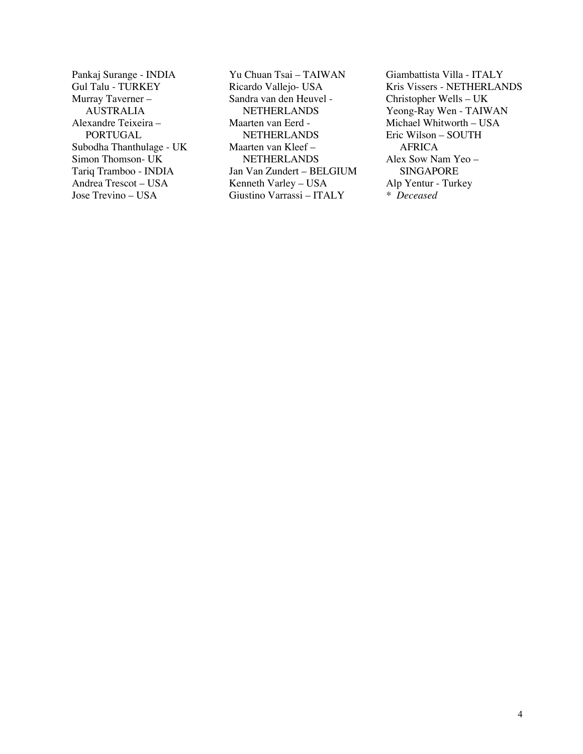Pankaj Surange - INDIA
Gul Talu - TURKEY
Murray Taverner – AUSTRALIA
Alexandre Teixeira – PORTUGAL
Subodha Thanthulage - UK
Simon Thomson- UK
Tariq Tramboo - INDIA
Andrea Trescot – USA
Jose Trevino – USA
Yu Chuan Tsai – TAIWAN
Ricardo Vallejo- USA
Sandra van den Heuvel - NETHERLANDS
Maarten van Eerd - NETHERLANDS
Maarten van Kleef – NETHERLANDS
Jan Van Zundert – BELGIUM
Kenneth Varley – USA
Giustino Varrassi – ITALY
Giambattista Villa - ITALY
Kris Vissers - NETHERLANDS
Christopher Wells – UK
Yeong-Ray Wen - TAIWAN
Michael Whitworth – USA
Eric Wilson – SOUTH AFRICA
Alex Sow Nam Yeo – SINGAPORE
Alp Yentur - Turkey

\* *Deceased*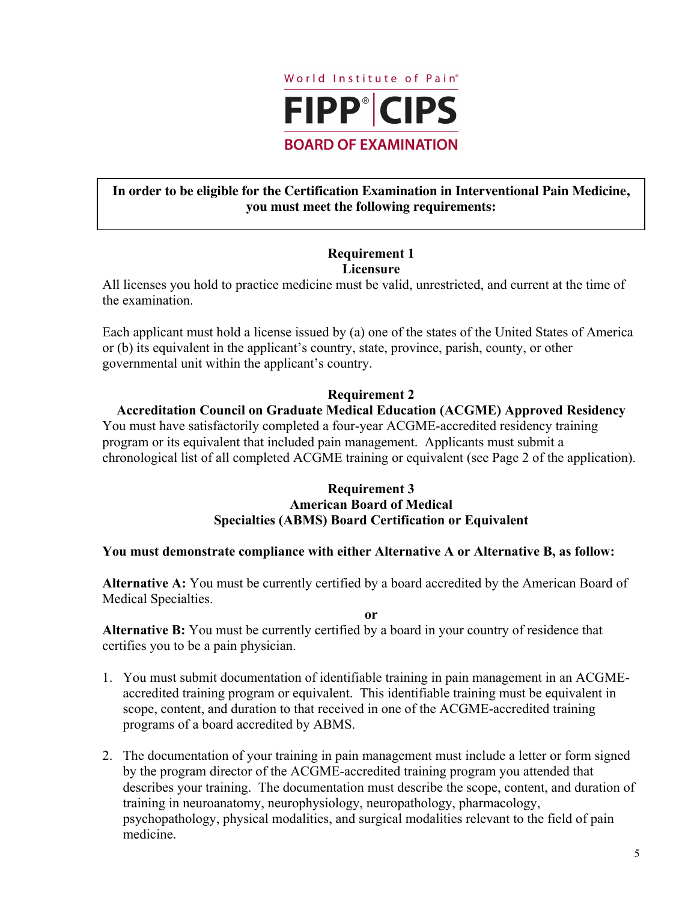World Institute of Pain®

# FIPP® | CIPS

## BOARD OF EXAMINATION

**In order to be eligible for the Certification Examination in Interventional Pain Medicine, you must meet the following requirements:**

### Requirement 1
### Licensure

All licenses you hold to practice medicine must be valid, unrestricted, and current at the time of the examination.

Each applicant must hold a license issued by (a) one of the states of the United States of America or (b) its equivalent in the applicant's country, state, province, parish, county, or other governmental unit within the applicant's country.

### Requirement 2
### Accreditation Council on Graduate Medical Education (ACGME) Approved Residency

You must have satisfactorily completed a four-year ACGME-accredited residency training program or its equivalent that included pain management. Applicants must submit a chronological list of all completed ACGME training or equivalent (see Page 2 of the application).

### Requirement 3
### American Board of Medical Specialties (ABMS) Board Certification or Equivalent

**You must demonstrate compliance with either Alternative A or Alternative B, as follow:**

**Alternative A:** You must be currently certified by a board accredited by the American Board of Medical Specialties.

**or**

**Alternative B:** You must be currently certified by a board in your country of residence that certifies you to be a pain physician.

1. You must submit documentation of identifiable training in pain management in an ACGME-accredited training program or equivalent. This identifiable training must be equivalent in scope, content, and duration to that received in one of the ACGME-accredited training programs of a board accredited by ABMS.

2. The documentation of your training in pain management must include a letter or form signed by the program director of the ACGME-accredited training program you attended that describes your training. The documentation must describe the scope, content, and duration of training in neuroanatomy, neurophysiology, neuropathology, pharmacology, psychopathology, physical modalities, and surgical modalities relevant to the field of pain medicine.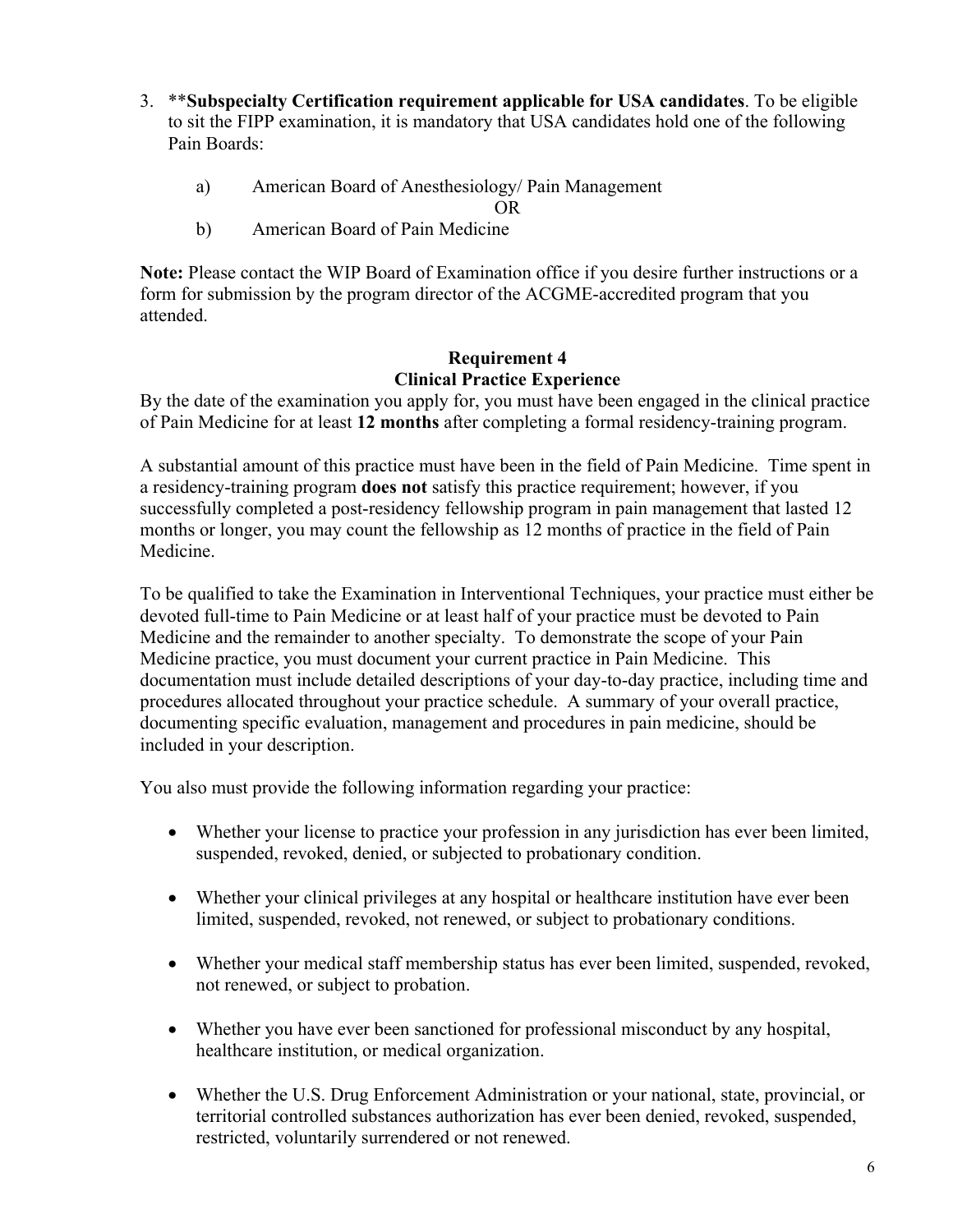3. **Subspecialty Certification requirement applicable for USA candidates**. To be eligible to sit the FIPP examination, it is mandatory that USA candidates hold one of the following Pain Boards:

   a) American Board of Anesthesiology/ Pain Management

   OR

   b) American Board of Pain Medicine

**Note:** Please contact the WIP Board of Examination office if you desire further instructions or a form for submission by the program director of the ACGME-accredited program that you attended.

## Requirement 4
## Clinical Practice Experience

By the date of the examination you apply for, you must have been engaged in the clinical practice of Pain Medicine for at least **12 months** after completing a formal residency-training program.

A substantial amount of this practice must have been in the field of Pain Medicine. Time spent in a residency-training program **does not** satisfy this practice requirement; however, if you successfully completed a post-residency fellowship program in pain management that lasted 12 months or longer, you may count the fellowship as 12 months of practice in the field of Pain Medicine.

To be qualified to take the Examination in Interventional Techniques, your practice must either be devoted full-time to Pain Medicine or at least half of your practice must be devoted to Pain Medicine and the remainder to another specialty. To demonstrate the scope of your Pain Medicine practice, you must document your current practice in Pain Medicine. This documentation must include detailed descriptions of your day-to-day practice, including time and procedures allocated throughout your practice schedule. A summary of your overall practice, documenting specific evaluation, management and procedures in pain medicine, should be included in your description.

You also must provide the following information regarding your practice:

- Whether your license to practice your profession in any jurisdiction has ever been limited, suspended, revoked, denied, or subjected to probationary condition.

- Whether your clinical privileges at any hospital or healthcare institution have ever been limited, suspended, revoked, not renewed, or subject to probationary conditions.

- Whether your medical staff membership status has ever been limited, suspended, revoked, not renewed, or subject to probation.

- Whether you have ever been sanctioned for professional misconduct by any hospital, healthcare institution, or medical organization.

- Whether the U.S. Drug Enforcement Administration or your national, state, provincial, or territorial controlled substances authorization has ever been denied, revoked, suspended, restricted, voluntarily surrendered or not renewed.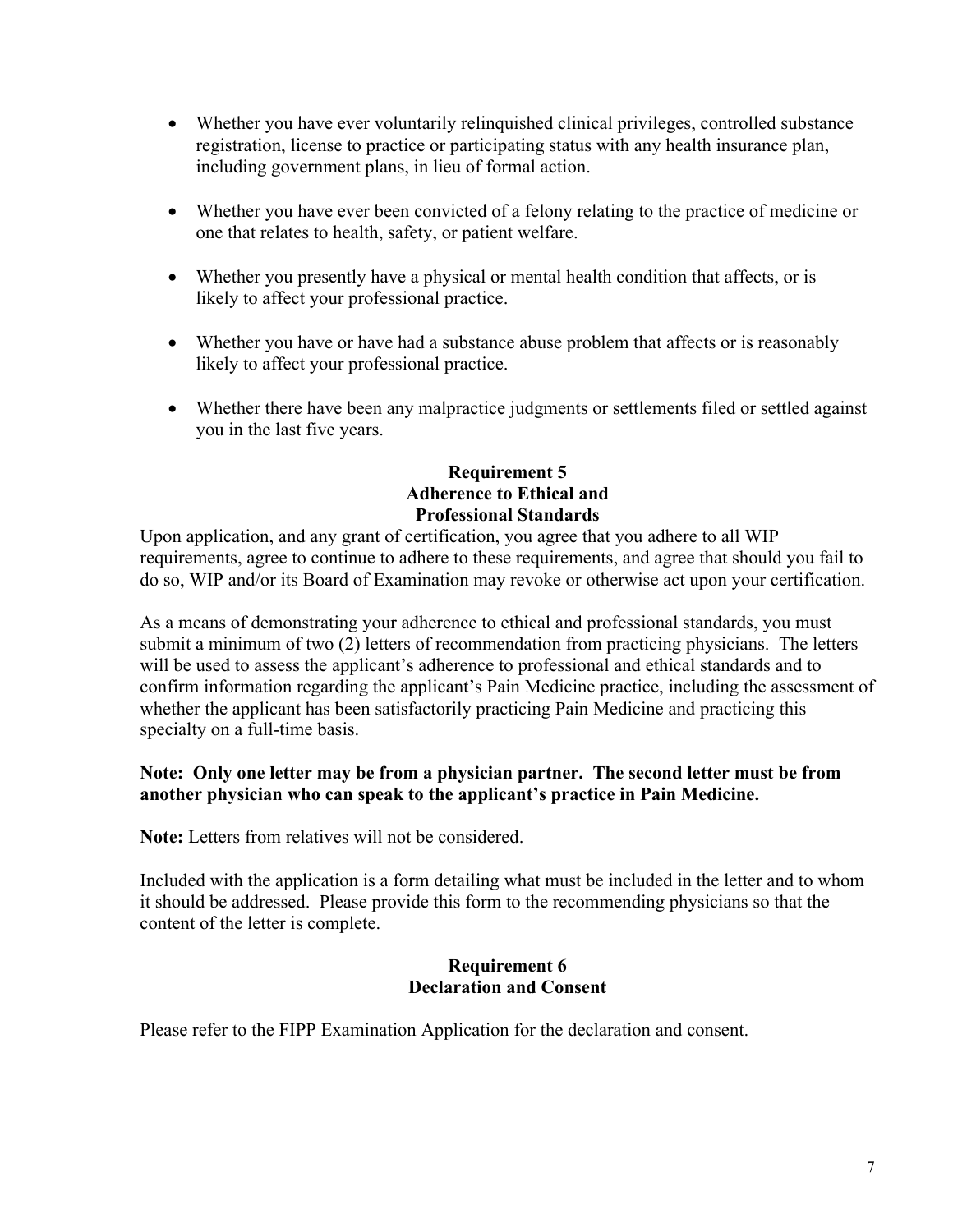- Whether you have ever voluntarily relinquished clinical privileges, controlled substance registration, license to practice or participating status with any health insurance plan, including government plans, in lieu of formal action.

- Whether you have ever been convicted of a felony relating to the practice of medicine or one that relates to health, safety, or patient welfare.

- Whether you presently have a physical or mental health condition that affects, or is likely to affect your professional practice.

- Whether you have or have had a substance abuse problem that affects or is reasonably likely to affect your professional practice.

- Whether there have been any malpractice judgments or settlements filed or settled against you in the last five years.

## Requirement 5
## Adherence to Ethical and Professional Standards

Upon application, and any grant of certification, you agree that you adhere to all WIP requirements, agree to continue to adhere to these requirements, and agree that should you fail to do so, WIP and/or its Board of Examination may revoke or otherwise act upon your certification.

As a means of demonstrating your adherence to ethical and professional standards, you must submit a minimum of two (2) letters of recommendation from practicing physicians. The letters will be used to assess the applicant's adherence to professional and ethical standards and to confirm information regarding the applicant's Pain Medicine practice, including the assessment of whether the applicant has been satisfactorily practicing Pain Medicine and practicing this specialty on a full-time basis.

**Note: Only one letter may be from a physician partner. The second letter must be from another physician who can speak to the applicant's practice in Pain Medicine.**

**Note:** Letters from relatives will not be considered.

Included with the application is a form detailing what must be included in the letter and to whom it should be addressed. Please provide this form to the recommending physicians so that the content of the letter is complete.

## Requirement 6
## Declaration and Consent

Please refer to the FIPP Examination Application for the declaration and consent.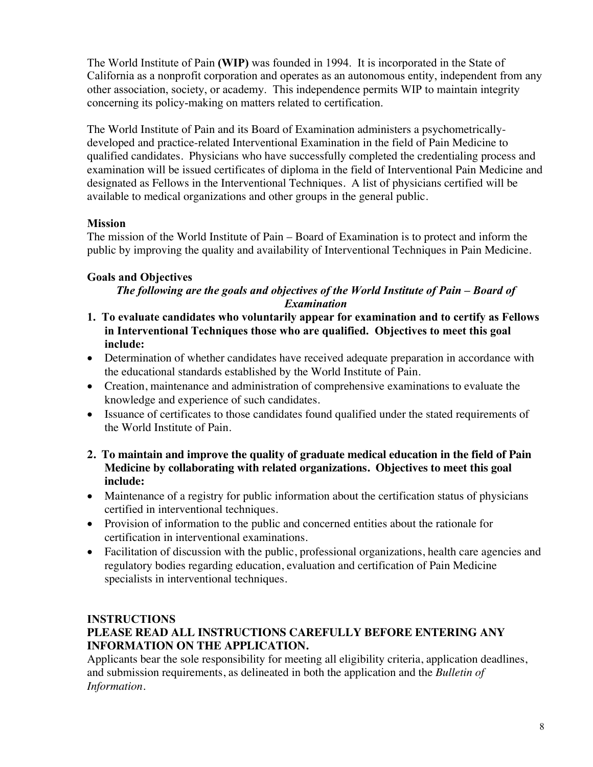The World Institute of Pain **(WIP)** was founded in 1994. It is incorporated in the State of California as a nonprofit corporation and operates as an autonomous entity, independent from any other association, society, or academy. This independence permits WIP to maintain integrity concerning its policy-making on matters related to certification.

The World Institute of Pain and its Board of Examination administers a psychometrically-developed and practice-related Interventional Examination in the field of Pain Medicine to qualified candidates. Physicians who have successfully completed the credentialing process and examination will be issued certificates of diploma in the field of Interventional Pain Medicine and designated as Fellows in the Interventional Techniques. A list of physicians certified will be available to medical organizations and other groups in the general public.

### Mission

The mission of the World Institute of Pain – Board of Examination is to protect and inform the public by improving the quality and availability of Interventional Techniques in Pain Medicine.

### Goals and Objectives

***The following are the goals and objectives of the World Institute of Pain – Board of Examination***

**1. To evaluate candidates who voluntarily appear for examination and to certify as Fellows in Interventional Techniques those who are qualified. Objectives to meet this goal include:**

- Determination of whether candidates have received adequate preparation in accordance with the educational standards established by the World Institute of Pain.
- Creation, maintenance and administration of comprehensive examinations to evaluate the knowledge and experience of such candidates.
- Issuance of certificates to those candidates found qualified under the stated requirements of the World Institute of Pain.

**2. To maintain and improve the quality of graduate medical education in the field of Pain Medicine by collaborating with related organizations. Objectives to meet this goal include:**

- Maintenance of a registry for public information about the certification status of physicians certified in interventional techniques.
- Provision of information to the public and concerned entities about the rationale for certification in interventional examinations.
- Facilitation of discussion with the public, professional organizations, health care agencies and regulatory bodies regarding education, evaluation and certification of Pain Medicine specialists in interventional techniques.

## INSTRUCTIONS

**PLEASE READ ALL INSTRUCTIONS CAREFULLY BEFORE ENTERING ANY INFORMATION ON THE APPLICATION.**

Applicants bear the sole responsibility for meeting all eligibility criteria, application deadlines, and submission requirements, as delineated in both the application and the *Bulletin of Information*.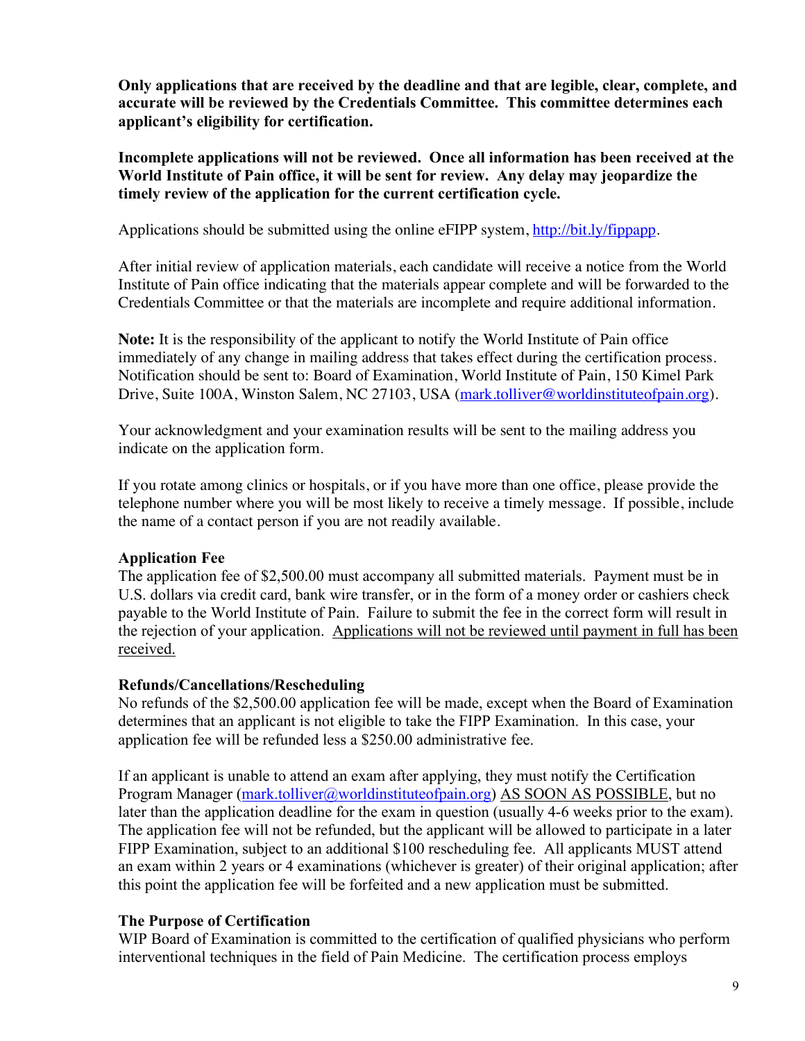**Only applications that are received by the deadline and that are legible, clear, complete, and accurate will be reviewed by the Credentials Committee. This committee determines each applicant's eligibility for certification.**

**Incomplete applications will not be reviewed. Once all information has been received at the World Institute of Pain office, it will be sent for review. Any delay may jeopardize the timely review of the application for the current certification cycle.**

Applications should be submitted using the online eFIPP system, [http://bit.ly/fippapp](http://bit.ly/fippapp).

After initial review of application materials, each candidate will receive a notice from the World Institute of Pain office indicating that the materials appear complete and will be forwarded to the Credentials Committee or that the materials are incomplete and require additional information.

**Note:** It is the responsibility of the applicant to notify the World Institute of Pain office immediately of any change in mailing address that takes effect during the certification process. Notification should be sent to: Board of Examination, World Institute of Pain, 150 Kimel Park Drive, Suite 100A, Winston Salem, NC 27103, USA ([mark.tolliver@worldinstituteofpain.org](mailto:mark.tolliver@worldinstituteofpain.org)).

Your acknowledgment and your examination results will be sent to the mailing address you indicate on the application form.

If you rotate among clinics or hospitals, or if you have more than one office, please provide the telephone number where you will be most likely to receive a timely message. If possible, include the name of a contact person if you are not readily available.

### Application Fee

The application fee of $2,500.00 must accompany all submitted materials. Payment must be in U.S. dollars via credit card, bank wire transfer, or in the form of a money order or cashiers check payable to the World Institute of Pain. Failure to submit the fee in the correct form will result in the rejection of your application. <u>Applications will not be reviewed until payment in full has been received.</u>

### Refunds/Cancellations/Rescheduling

No refunds of the $2,500.00 application fee will be made, except when the Board of Examination determines that an applicant is not eligible to take the FIPP Examination. In this case, your application fee will be refunded less a $250.00 administrative fee.

If an applicant is unable to attend an exam after applying, they must notify the Certification Program Manager ([mark.tolliver@worldinstituteofpain.org](mailto:mark.tolliver@worldinstituteofpain.org)) <u>AS SOON AS POSSIBLE</u>, but no later than the application deadline for the exam in question (usually 4-6 weeks prior to the exam). The application fee will not be refunded, but the applicant will be allowed to participate in a later FIPP Examination, subject to an additional $100 rescheduling fee. All applicants MUST attend an exam within 2 years or 4 examinations (whichever is greater) of their original application; after this point the application fee will be forfeited and a new application must be submitted.

### The Purpose of Certification

WIP Board of Examination is committed to the certification of qualified physicians who perform interventional techniques in the field of Pain Medicine. The certification process employs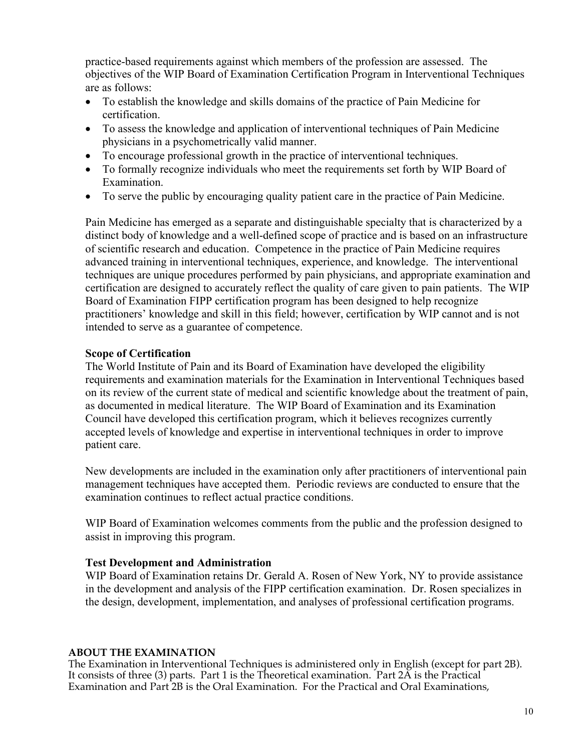practice-based requirements against which members of the profession are assessed. The objectives of the WIP Board of Examination Certification Program in Interventional Techniques are as follows:

- To establish the knowledge and skills domains of the practice of Pain Medicine for certification.
- To assess the knowledge and application of interventional techniques of Pain Medicine physicians in a psychometrically valid manner.
- To encourage professional growth in the practice of interventional techniques.
- To formally recognize individuals who meet the requirements set forth by WIP Board of Examination.
- To serve the public by encouraging quality patient care in the practice of Pain Medicine.

Pain Medicine has emerged as a separate and distinguishable specialty that is characterized by a distinct body of knowledge and a well-defined scope of practice and is based on an infrastructure of scientific research and education. Competence in the practice of Pain Medicine requires advanced training in interventional techniques, experience, and knowledge. The interventional techniques are unique procedures performed by pain physicians, and appropriate examination and certification are designed to accurately reflect the quality of care given to pain patients. The WIP Board of Examination FIPP certification program has been designed to help recognize practitioners' knowledge and skill in this field; however, certification by WIP cannot and is not intended to serve as a guarantee of competence.

**Scope of Certification**

The World Institute of Pain and its Board of Examination have developed the eligibility requirements and examination materials for the Examination in Interventional Techniques based on its review of the current state of medical and scientific knowledge about the treatment of pain, as documented in medical literature. The WIP Board of Examination and its Examination Council have developed this certification program, which it believes recognizes currently accepted levels of knowledge and expertise in interventional techniques in order to improve patient care.

New developments are included in the examination only after practitioners of interventional pain management techniques have accepted them. Periodic reviews are conducted to ensure that the examination continues to reflect actual practice conditions.

WIP Board of Examination welcomes comments from the public and the profession designed to assist in improving this program.

**Test Development and Administration**

WIP Board of Examination retains Dr. Gerald A. Rosen of New York, NY to provide assistance in the development and analysis of the FIPP certification examination. Dr. Rosen specializes in the design, development, implementation, and analyses of professional certification programs.

**ABOUT THE EXAMINATION**

The Examination in Interventional Techniques is administered only in English (except for part 2B). It consists of three (3) parts. Part 1 is the Theoretical examination. Part 2A is the Practical Examination and Part 2B is the Oral Examination. For the Practical and Oral Examinations,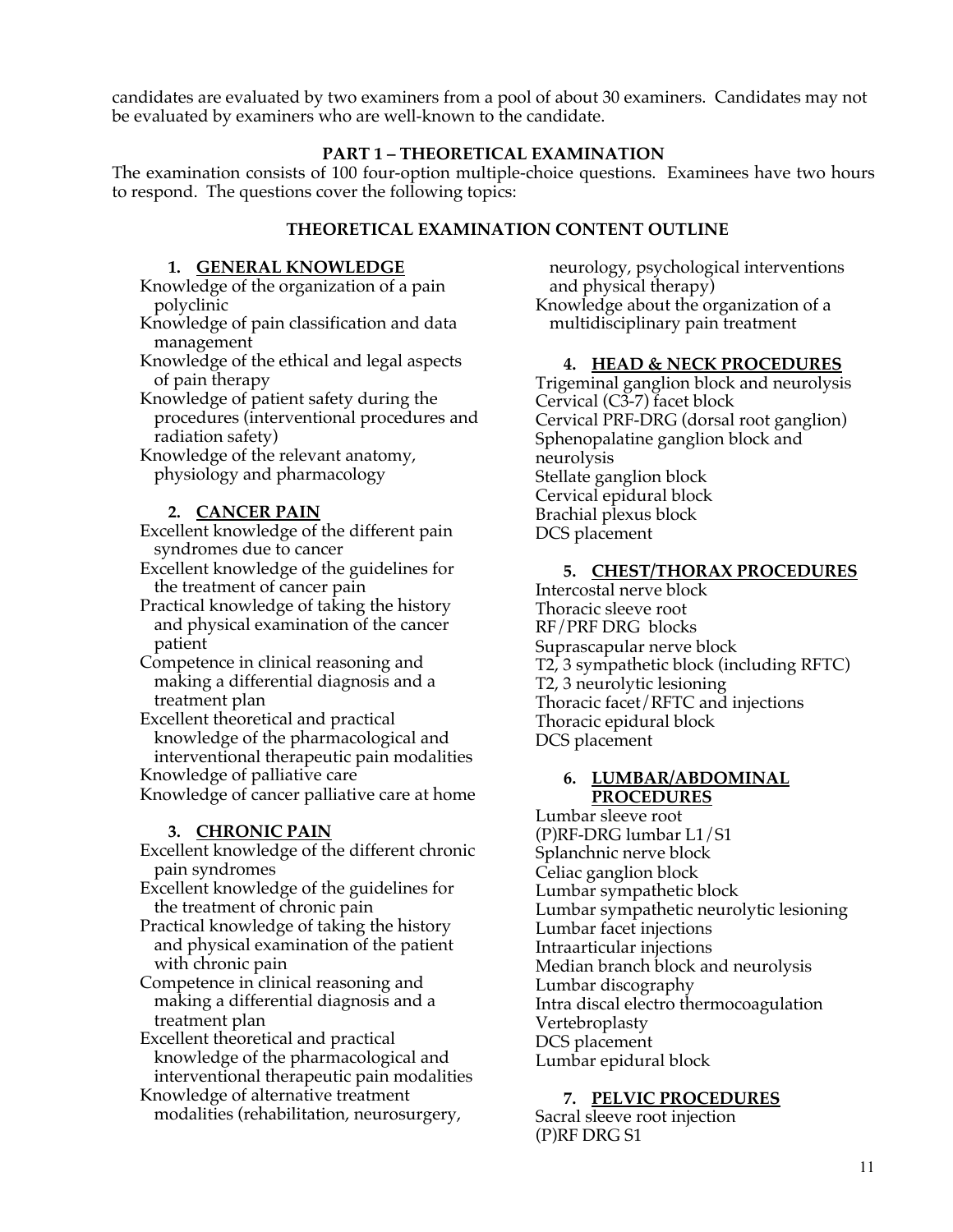candidates are evaluated by two examiners from a pool of about 30 examiners. Candidates may not be evaluated by examiners who are well-known to the candidate.

## PART 1 – THEORETICAL EXAMINATION

The examination consists of 100 four-option multiple-choice questions. Examinees have two hours to respond. The questions cover the following topics:

### THEORETICAL EXAMINATION CONTENT OUTLINE

#### 1. GENERAL KNOWLEDGE

- Knowledge of the organization of a pain polyclinic
- Knowledge of pain classification and data management
- Knowledge of the ethical and legal aspects of pain therapy
- Knowledge of patient safety during the procedures (interventional procedures and radiation safety)
- Knowledge of the relevant anatomy, physiology and pharmacology

#### 2. CANCER PAIN

- Excellent knowledge of the different pain syndromes due to cancer
- Excellent knowledge of the guidelines for the treatment of cancer pain
- Practical knowledge of taking the history and physical examination of the cancer patient
- Competence in clinical reasoning and making a differential diagnosis and a treatment plan
- Excellent theoretical and practical knowledge of the pharmacological and interventional therapeutic pain modalities
- Knowledge of palliative care
- Knowledge of cancer palliative care at home

#### 3. CHRONIC PAIN

- Excellent knowledge of the different chronic pain syndromes
- Excellent knowledge of the guidelines for the treatment of chronic pain
- Practical knowledge of taking the history and physical examination of the patient with chronic pain
- Competence in clinical reasoning and making a differential diagnosis and a treatment plan
- Excellent theoretical and practical knowledge of the pharmacological and interventional therapeutic pain modalities
- Knowledge of alternative treatment modalities (rehabilitation, neurosurgery, neurology, psychological interventions and physical therapy)
- Knowledge about the organization of a multidisciplinary pain treatment

#### 4. HEAD & NECK PROCEDURES

- Trigeminal ganglion block and neurolysis
- Cervical (C3-7) facet block
- Cervical PRF-DRG (dorsal root ganglion)
- Sphenopalatine ganglion block and neurolysis
- Stellate ganglion block
- Cervical epidural block
- Brachial plexus block
- DCS placement

#### 5. CHEST/THORAX PROCEDURES

- Intercostal nerve block
- Thoracic sleeve root
- RF/PRF DRG blocks
- Suprascapular nerve block
- T2, 3 sympathetic block (including RFTC)
- T2, 3 neurolytic lesioning
- Thoracic facet/RFTC and injections
- Thoracic epidural block
- DCS placement

#### 6. LUMBAR/ABDOMINAL PROCEDURES

- Lumbar sleeve root
- (P)RF-DRG lumbar L1/S1
- Splanchnic nerve block
- Celiac ganglion block
- Lumbar sympathetic block
- Lumbar sympathetic neurolytic lesioning
- Lumbar facet injections
- Intraarticular injections
- Median branch block and neurolysis
- Lumbar discography
- Intra discal electro thermocoagulation
- Vertebroplasty
- DCS placement
- Lumbar epidural block

#### 7. PELVIC PROCEDURES

- Sacral sleeve root injection
- (P)RF DRG S1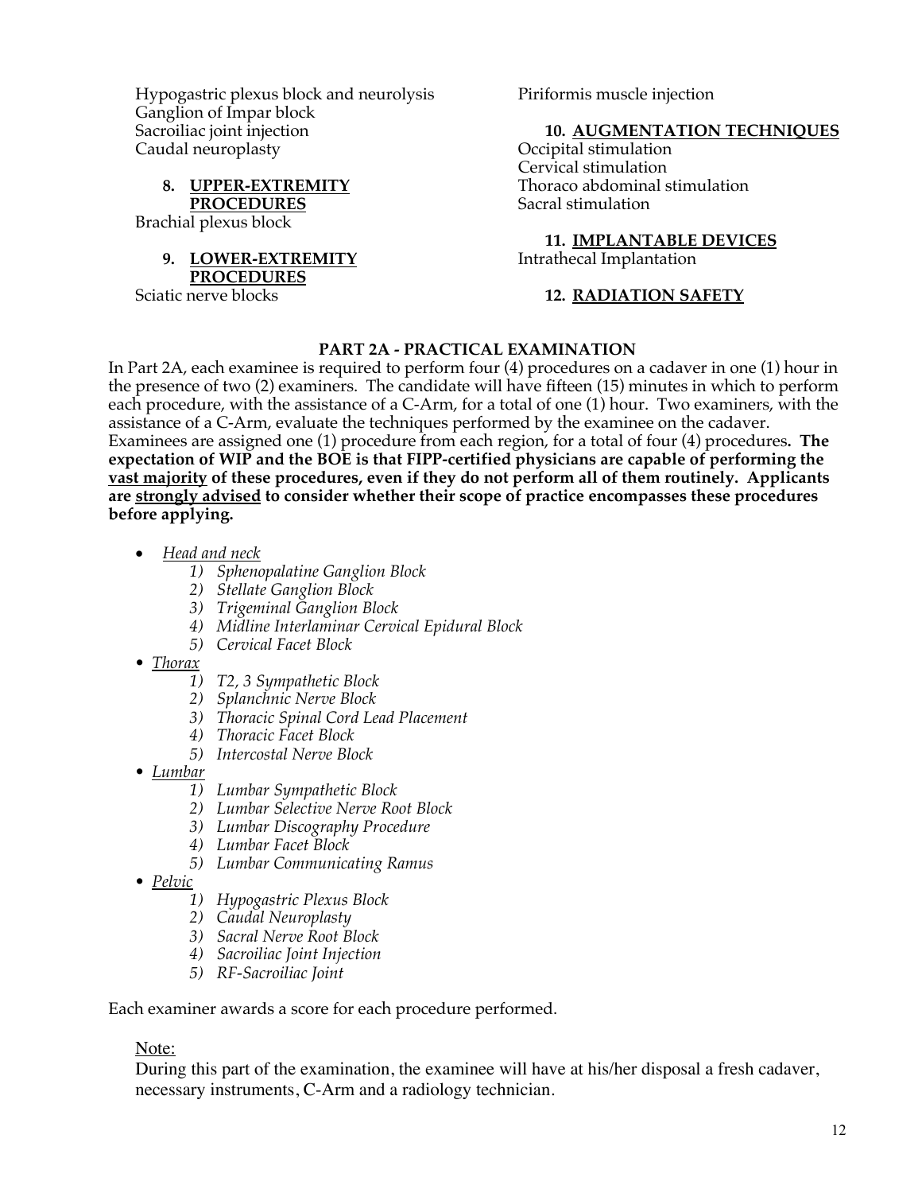Hypogastric plexus block and neurolysis
Ganglion of Impar block
Sacroiliac joint injection
Caudal neuroplasty

**8. UPPER-EXTREMITY PROCEDURES**

Brachial plexus block

**9. LOWER-EXTREMITY PROCEDURES**

Sciatic nerve blocks

Piriformis muscle injection

**10. AUGMENTATION TECHNIQUES**

Occipital stimulation
Cervical stimulation
Thoraco abdominal stimulation
Sacral stimulation

**11. IMPLANTABLE DEVICES**

Intrathecal Implantation

**12. RADIATION SAFETY**

## PART 2A - PRACTICAL EXAMINATION

In Part 2A, each examinee is required to perform four (4) procedures on a cadaver in one (1) hour in the presence of two (2) examiners. The candidate will have fifteen (15) minutes in which to perform each procedure, with the assistance of a C-Arm, for a total of one (1) hour. Two examiners, with the assistance of a C-Arm, evaluate the techniques performed by the examinee on the cadaver. Examinees are assigned one (1) procedure from each region, for a total of four (4) procedures. **The expectation of WIP and the BOE is that FIPP-certified physicians are capable of performing the vast majority of these procedures, even if they do not perform all of them routinely. Applicants are strongly advised to consider whether their scope of practice encompasses these procedures before applying.**

- *Head and neck*
  1) *Sphenopalatine Ganglion Block*
  2) *Stellate Ganglion Block*
  3) *Trigeminal Ganglion Block*
  4) *Midline Interlaminar Cervical Epidural Block*
  5) *Cervical Facet Block*
- *Thorax*
  1) *T2, 3 Sympathetic Block*
  2) *Splanchnic Nerve Block*
  3) *Thoracic Spinal Cord Lead Placement*
  4) *Thoracic Facet Block*
  5) *Intercostal Nerve Block*
- *Lumbar*
  1) *Lumbar Sympathetic Block*
  2) *Lumbar Selective Nerve Root Block*
  3) *Lumbar Discography Procedure*
  4) *Lumbar Facet Block*
  5) *Lumbar Communicating Ramus*
- *Pelvic*
  1) *Hypogastric Plexus Block*
  2) *Caudal Neuroplasty*
  3) *Sacral Nerve Root Block*
  4) *Sacroiliac Joint Injection*
  5) *RF-Sacroiliac Joint*

Each examiner awards a score for each procedure performed.

Note:
During this part of the examination, the examinee will have at his/her disposal a fresh cadaver, necessary instruments, C-Arm and a radiology technician.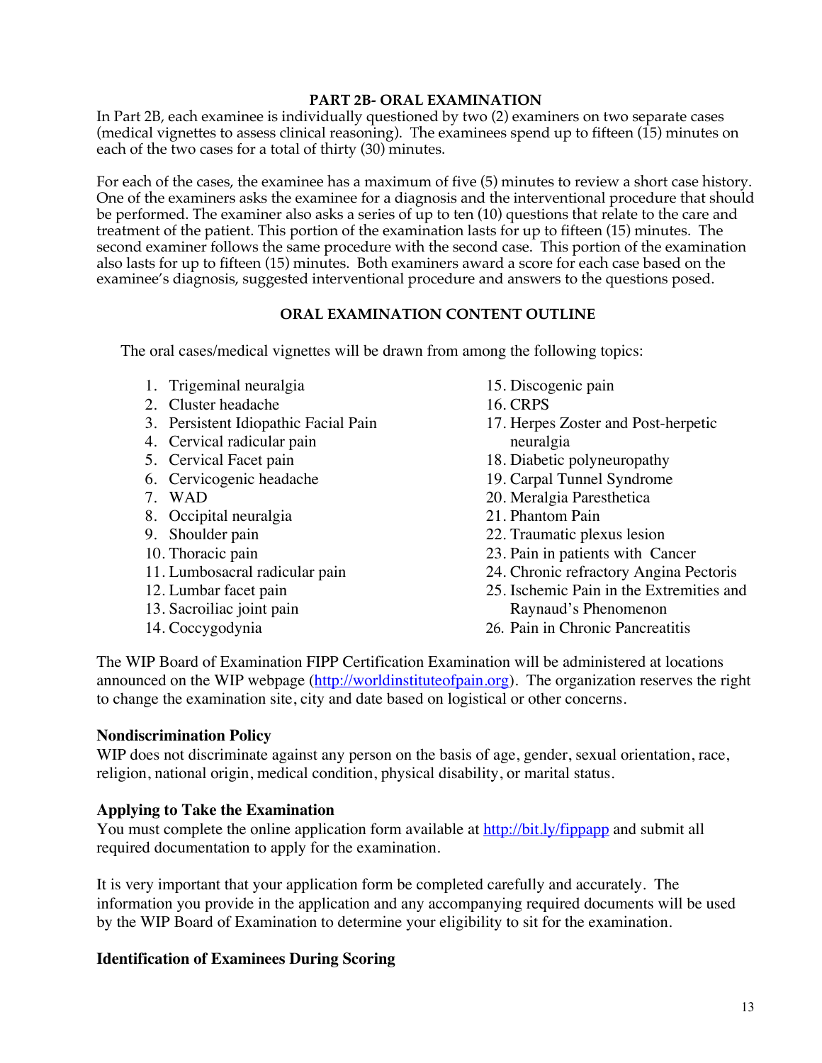## PART 2B- ORAL EXAMINATION

In Part 2B, each examinee is individually questioned by two (2) examiners on two separate cases (medical vignettes to assess clinical reasoning). The examinees spend up to fifteen (15) minutes on each of the two cases for a total of thirty (30) minutes.

For each of the cases, the examinee has a maximum of five (5) minutes to review a short case history. One of the examiners asks the examinee for a diagnosis and the interventional procedure that should be performed. The examiner also asks a series of up to ten (10) questions that relate to the care and treatment of the patient. This portion of the examination lasts for up to fifteen (15) minutes. The second examiner follows the same procedure with the second case. This portion of the examination also lasts for up to fifteen (15) minutes. Both examiners award a score for each case based on the examinee's diagnosis, suggested interventional procedure and answers to the questions posed.

## ORAL EXAMINATION CONTENT OUTLINE

The oral cases/medical vignettes will be drawn from among the following topics:

1. Trigeminal neuralgia
2. Cluster headache
3. Persistent Idiopathic Facial Pain
4. Cervical radicular pain
5. Cervical Facet pain
6. Cervicogenic headache
7. WAD
8. Occipital neuralgia
9. Shoulder pain
10. Thoracic pain
11. Lumbosacral radicular pain
12. Lumbar facet pain
13. Sacroiliac joint pain
14. Coccygodynia
15. Discogenic pain
16. CRPS
17. Herpes Zoster and Post-herpetic neuralgia
18. Diabetic polyneuropathy
19. Carpal Tunnel Syndrome
20. Meralgia Paresthetica
21. Phantom Pain
22. Traumatic plexus lesion
23. Pain in patients with Cancer
24. Chronic refractory Angina Pectoris
25. Ischemic Pain in the Extremities and Raynaud's Phenomenon
26. Pain in Chronic Pancreatitis

The WIP Board of Examination FIPP Certification Examination will be administered at locations announced on the WIP webpage (http://worldinstituteofpain.org). The organization reserves the right to change the examination site, city and date based on logistical or other concerns.

### Nondiscrimination Policy

WIP does not discriminate against any person on the basis of age, gender, sexual orientation, race, religion, national origin, medical condition, physical disability, or marital status.

### Applying to Take the Examination

You must complete the online application form available at http://bit.ly/fippapp and submit all required documentation to apply for the examination.

It is very important that your application form be completed carefully and accurately. The information you provide in the application and any accompanying required documents will be used by the WIP Board of Examination to determine your eligibility to sit for the examination.

### Identification of Examinees During Scoring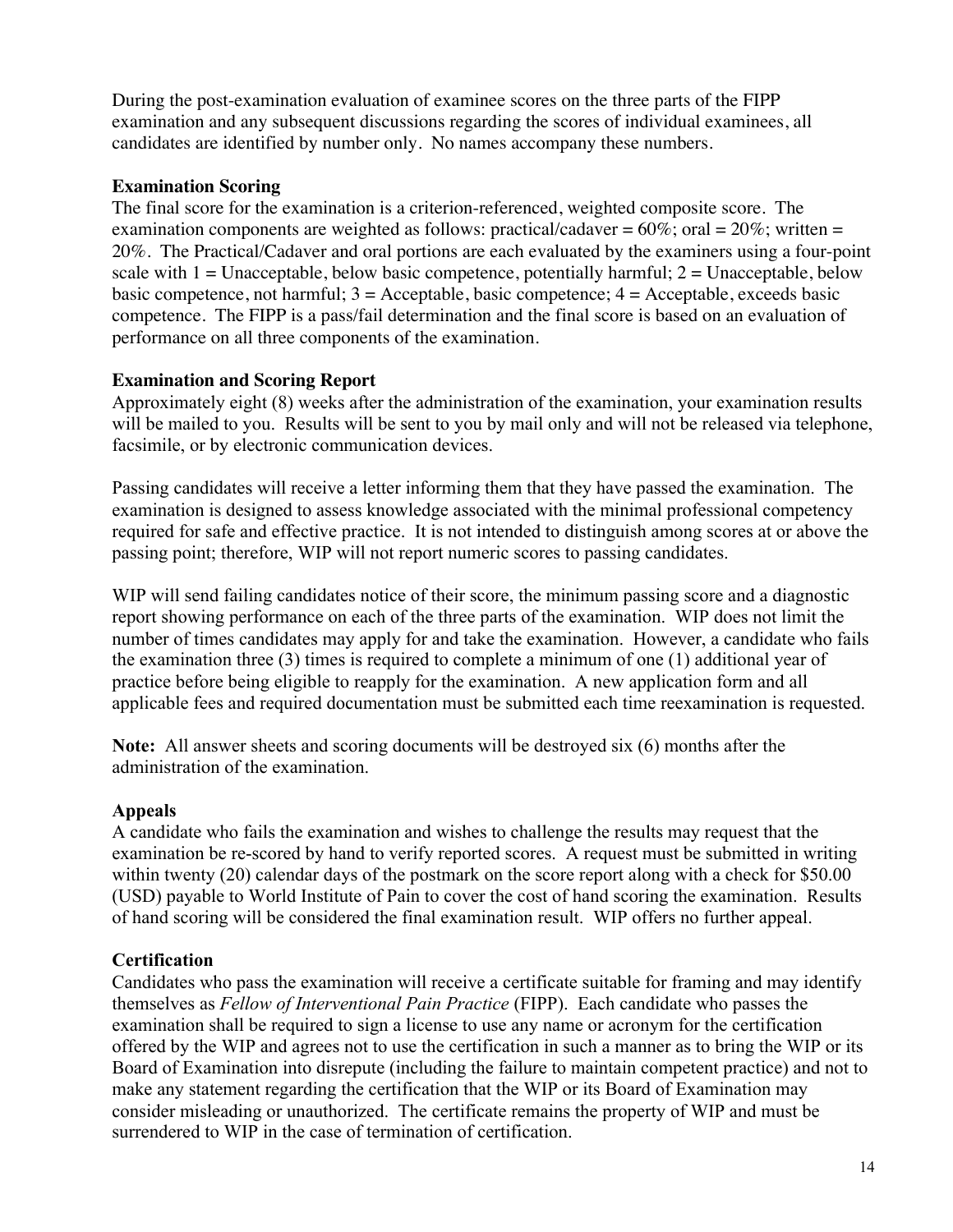During the post-examination evaluation of examinee scores on the three parts of the FIPP examination and any subsequent discussions regarding the scores of individual examinees, all candidates are identified by number only. No names accompany these numbers.

### Examination Scoring

The final score for the examination is a criterion-referenced, weighted composite score. The examination components are weighted as follows: practical/cadaver = 60%; oral = 20%; written = 20%. The Practical/Cadaver and oral portions are each evaluated by the examiners using a four-point scale with 1 = Unacceptable, below basic competence, potentially harmful; 2 = Unacceptable, below basic competence, not harmful; 3 = Acceptable, basic competence; 4 = Acceptable, exceeds basic competence. The FIPP is a pass/fail determination and the final score is based on an evaluation of performance on all three components of the examination.

### Examination and Scoring Report

Approximately eight (8) weeks after the administration of the examination, your examination results will be mailed to you. Results will be sent to you by mail only and will not be released via telephone, facsimile, or by electronic communication devices.

Passing candidates will receive a letter informing them that they have passed the examination. The examination is designed to assess knowledge associated with the minimal professional competency required for safe and effective practice. It is not intended to distinguish among scores at or above the passing point; therefore, WIP will not report numeric scores to passing candidates.

WIP will send failing candidates notice of their score, the minimum passing score and a diagnostic report showing performance on each of the three parts of the examination. WIP does not limit the number of times candidates may apply for and take the examination. However, a candidate who fails the examination three (3) times is required to complete a minimum of one (1) additional year of practice before being eligible to reapply for the examination. A new application form and all applicable fees and required documentation must be submitted each time reexamination is requested.

**Note:** All answer sheets and scoring documents will be destroyed six (6) months after the administration of the examination.

### Appeals

A candidate who fails the examination and wishes to challenge the results may request that the examination be re-scored by hand to verify reported scores. A request must be submitted in writing within twenty (20) calendar days of the postmark on the score report along with a check for $50.00 (USD) payable to World Institute of Pain to cover the cost of hand scoring the examination. Results of hand scoring will be considered the final examination result. WIP offers no further appeal.

### Certification

Candidates who pass the examination will receive a certificate suitable for framing and may identify themselves as *Fellow of Interventional Pain Practice* (FIPP). Each candidate who passes the examination shall be required to sign a license to use any name or acronym for the certification offered by the WIP and agrees not to use the certification in such a manner as to bring the WIP or its Board of Examination into disrepute (including the failure to maintain competent practice) and not to make any statement regarding the certification that the WIP or its Board of Examination may consider misleading or unauthorized. The certificate remains the property of WIP and must be surrendered to WIP in the case of termination of certification.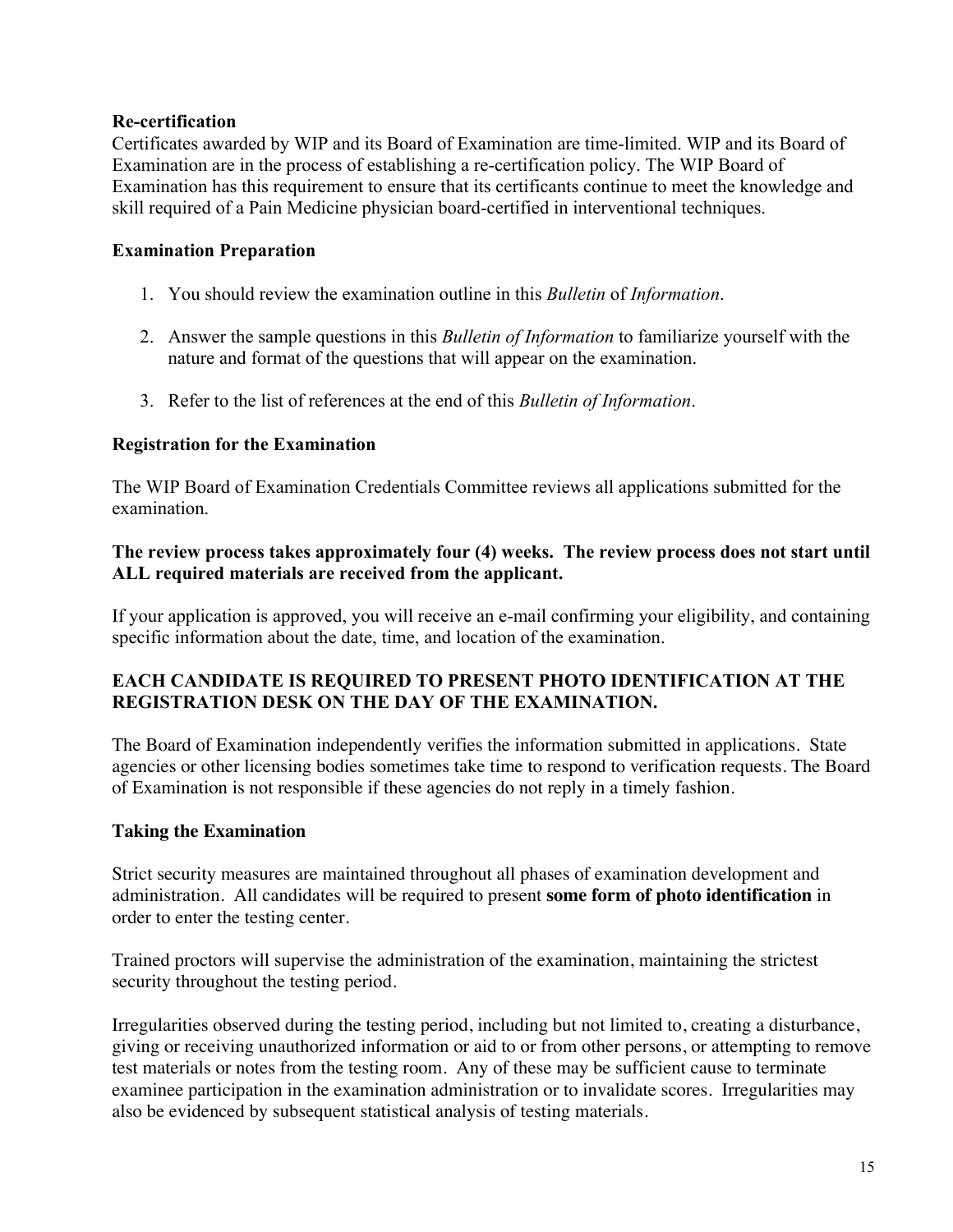### Re-certification

Certificates awarded by WIP and its Board of Examination are time-limited. WIP and its Board of Examination are in the process of establishing a re-certification policy. The WIP Board of Examination has this requirement to ensure that its certificants continue to meet the knowledge and skill required of a Pain Medicine physician board-certified in interventional techniques.

### Examination Preparation

1. You should review the examination outline in this *Bulletin* of *Information*.

2. Answer the sample questions in this *Bulletin of Information* to familiarize yourself with the nature and format of the questions that will appear on the examination.

3. Refer to the list of references at the end of this *Bulletin of Information*.

### Registration for the Examination

The WIP Board of Examination Credentials Committee reviews all applications submitted for the examination.

**The review process takes approximately four (4) weeks. The review process does not start until ALL required materials are received from the applicant.**

If your application is approved, you will receive an e-mail confirming your eligibility, and containing specific information about the date, time, and location of the examination.

**EACH CANDIDATE IS REQUIRED TO PRESENT PHOTO IDENTIFICATION AT THE REGISTRATION DESK ON THE DAY OF THE EXAMINATION.**

The Board of Examination independently verifies the information submitted in applications. State agencies or other licensing bodies sometimes take time to respond to verification requests. The Board of Examination is not responsible if these agencies do not reply in a timely fashion.

### Taking the Examination

Strict security measures are maintained throughout all phases of examination development and administration. All candidates will be required to present **some form of photo identification** in order to enter the testing center.

Trained proctors will supervise the administration of the examination, maintaining the strictest security throughout the testing period.

Irregularities observed during the testing period, including but not limited to, creating a disturbance, giving or receiving unauthorized information or aid to or from other persons, or attempting to remove test materials or notes from the testing room. Any of these may be sufficient cause to terminate examinee participation in the examination administration or to invalidate scores. Irregularities may also be evidenced by subsequent statistical analysis of testing materials.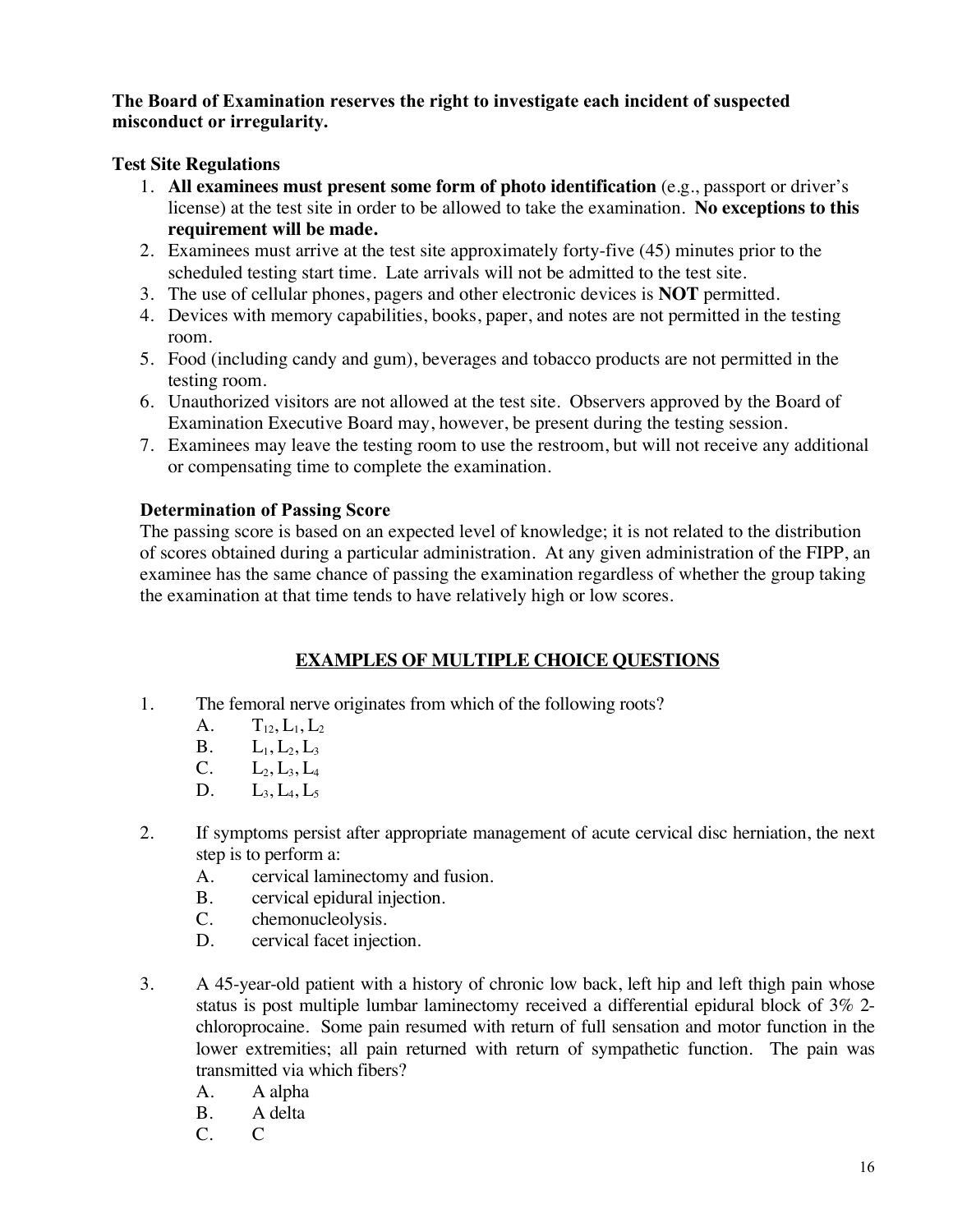**The Board of Examination reserves the right to investigate each incident of suspected misconduct or irregularity.**

### Test Site Regulations

1. **All examinees must present some form of photo identification** (e.g., passport or driver's license) at the test site in order to be allowed to take the examination. **No exceptions to this requirement will be made.**
2. Examinees must arrive at the test site approximately forty-five (45) minutes prior to the scheduled testing start time. Late arrivals will not be admitted to the test site.
3. The use of cellular phones, pagers and other electronic devices is **NOT** permitted.
4. Devices with memory capabilities, books, paper, and notes are not permitted in the testing room.
5. Food (including candy and gum), beverages and tobacco products are not permitted in the testing room.
6. Unauthorized visitors are not allowed at the test site. Observers approved by the Board of Examination Executive Board may, however, be present during the testing session.
7. Examinees may leave the testing room to use the restroom, but will not receive any additional or compensating time to complete the examination.

### Determination of Passing Score

The passing score is based on an expected level of knowledge; it is not related to the distribution of scores obtained during a particular administration. At any given administration of the FIPP, an examinee has the same chance of passing the examination regardless of whether the group taking the examination at that time tends to have relatively high or low scores.

## EXAMPLES OF MULTIPLE CHOICE QUESTIONS

1. The femoral nerve originates from which of the following roots?
   - A. $T_{12}$, $L_1$, $L_2$
   - B. $L_1$, $L_2$, $L_3$
   - C. $L_2$, $L_3$, $L_4$
   - D. $L_3$, $L_4$, $L_5$

2. If symptoms persist after appropriate management of acute cervical disc herniation, the next step is to perform a:
   - A. cervical laminectomy and fusion.
   - B. cervical epidural injection.
   - C. chemonucleolysis.
   - D. cervical facet injection.

3. A 45-year-old patient with a history of chronic low back, left hip and left thigh pain whose status is post multiple lumbar laminectomy received a differential epidural block of 3% 2-chloroprocaine. Some pain resumed with return of full sensation and motor function in the lower extremities; all pain returned with return of sympathetic function. The pain was transmitted via which fibers?
   - A. A alpha
   - B. A delta
   - C. C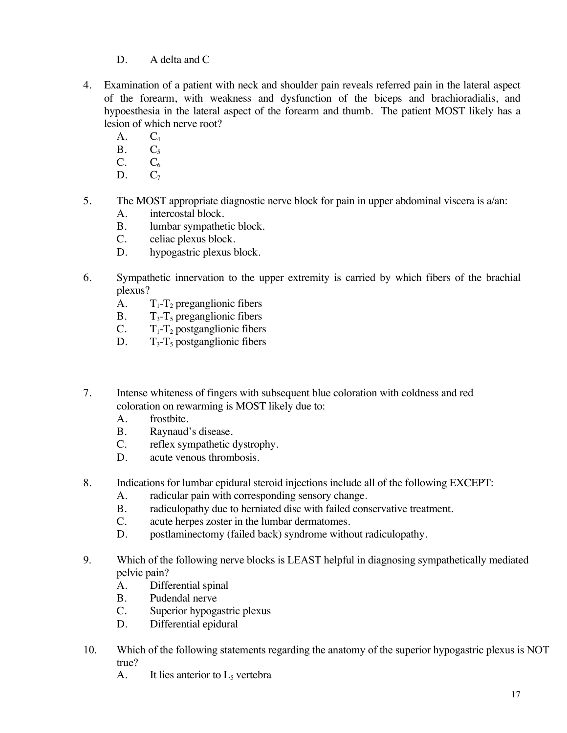D. A delta and C

4. Examination of a patient with neck and shoulder pain reveals referred pain in the lateral aspect of the forearm, with weakness and dysfunction of the biceps and brachioradialis, and hypoesthesia in the lateral aspect of the forearm and thumb. The patient MOST likely has a lesion of which nerve root?
   A. $C_4$
   B. $C_5$
   C. $C_6$
   D. $C_7$

5. The MOST appropriate diagnostic nerve block for pain in upper abdominal viscera is a/an:
   A. intercostal block.
   B. lumbar sympathetic block.
   C. celiac plexus block.
   D. hypogastric plexus block.

6. Sympathetic innervation to the upper extremity is carried by which fibers of the brachial plexus?
   A. $T_1$-$T_2$ preganglionic fibers
   B. $T_3$-$T_5$ preganglionic fibers
   C. $T_1$-$T_2$ postganglionic fibers
   D. $T_3$-$T_5$ postganglionic fibers

7. Intense whiteness of fingers with subsequent blue coloration with coldness and red coloration on rewarming is MOST likely due to:
   A. frostbite.
   B. Raynaud's disease.
   C. reflex sympathetic dystrophy.
   D. acute venous thrombosis.

8. Indications for lumbar epidural steroid injections include all of the following EXCEPT:
   A. radicular pain with corresponding sensory change.
   B. radiculopathy due to herniated disc with failed conservative treatment.
   C. acute herpes zoster in the lumbar dermatomes.
   D. postlaminectomy (failed back) syndrome without radiculopathy.

9. Which of the following nerve blocks is LEAST helpful in diagnosing sympathetically mediated pelvic pain?
   A. Differential spinal
   B. Pudendal nerve
   C. Superior hypogastric plexus
   D. Differential epidural

10. Which of the following statements regarding the anatomy of the superior hypogastric plexus is NOT true?
    A. It lies anterior to $L_5$ vertebra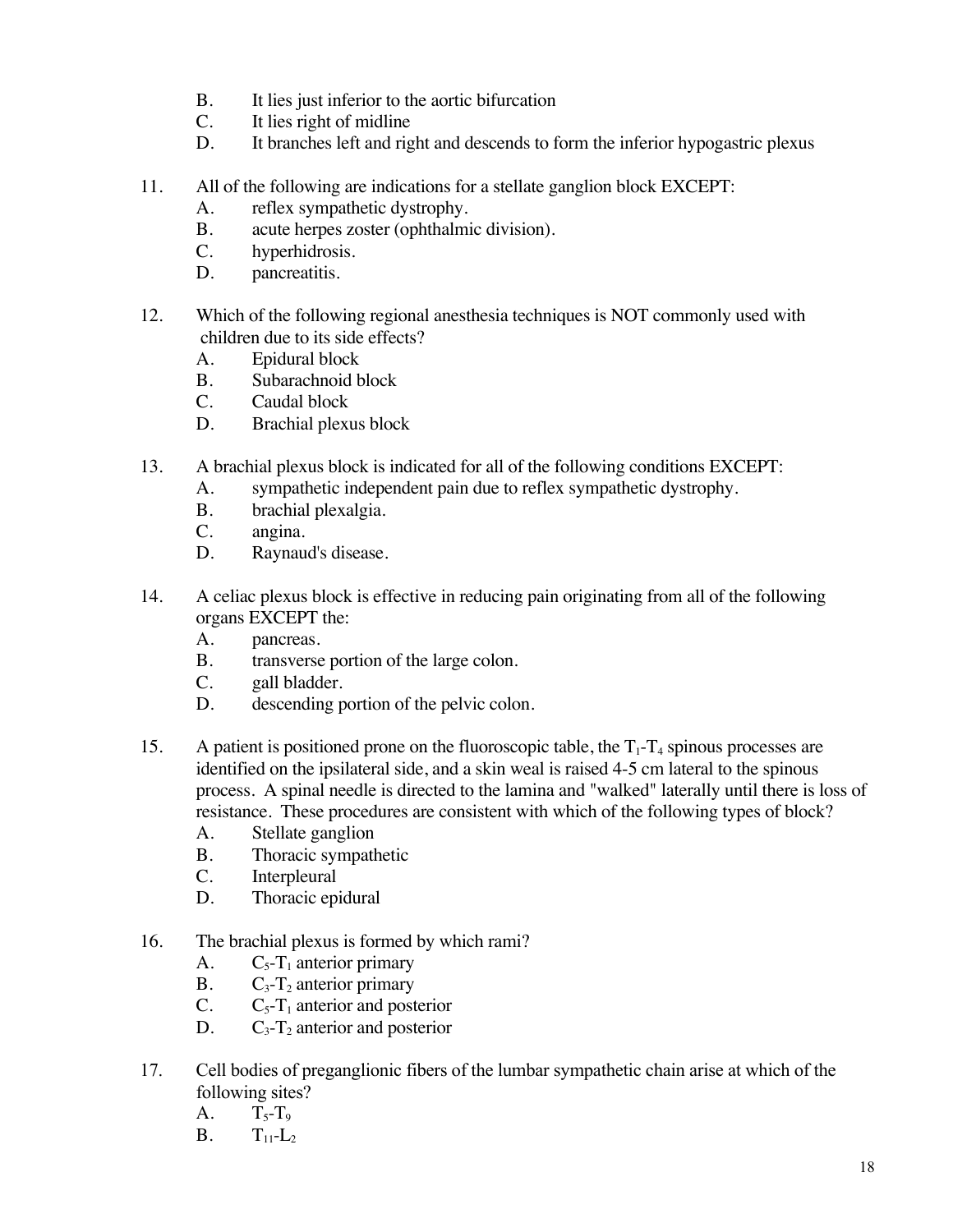B. It lies just inferior to the aortic bifurcation
C. It lies right of midline
D. It branches left and right and descends to form the inferior hypogastric plexus

11. All of the following are indications for a stellate ganglion block EXCEPT:
    A. reflex sympathetic dystrophy.
    B. acute herpes zoster (ophthalmic division).
    C. hyperhidrosis.
    D. pancreatitis.

12. Which of the following regional anesthesia techniques is NOT commonly used with children due to its side effects?
    A. Epidural block
    B. Subarachnoid block
    C. Caudal block
    D. Brachial plexus block

13. A brachial plexus block is indicated for all of the following conditions EXCEPT:
    A. sympathetic independent pain due to reflex sympathetic dystrophy.
    B. brachial plexalgia.
    C. angina.
    D. Raynaud's disease.

14. A celiac plexus block is effective in reducing pain originating from all of the following organs EXCEPT the:
    A. pancreas.
    B. transverse portion of the large colon.
    C. gall bladder.
    D. descending portion of the pelvic colon.

15. A patient is positioned prone on the fluoroscopic table, the $T_1$-$T_4$ spinous processes are identified on the ipsilateral side, and a skin weal is raised 4-5 cm lateral to the spinous process. A spinal needle is directed to the lamina and "walked" laterally until there is loss of resistance. These procedures are consistent with which of the following types of block?
    A. Stellate ganglion
    B. Thoracic sympathetic
    C. Interpleural
    D. Thoracic epidural

16. The brachial plexus is formed by which rami?
    A. $C_5$-$T_1$ anterior primary
    B. $C_3$-$T_2$ anterior primary
    C. $C_5$-$T_1$ anterior and posterior
    D. $C_3$-$T_2$ anterior and posterior

17. Cell bodies of preganglionic fibers of the lumbar sympathetic chain arise at which of the following sites?
    A. $T_5$-$T_9$
    B. $T_{11}$-$L_2$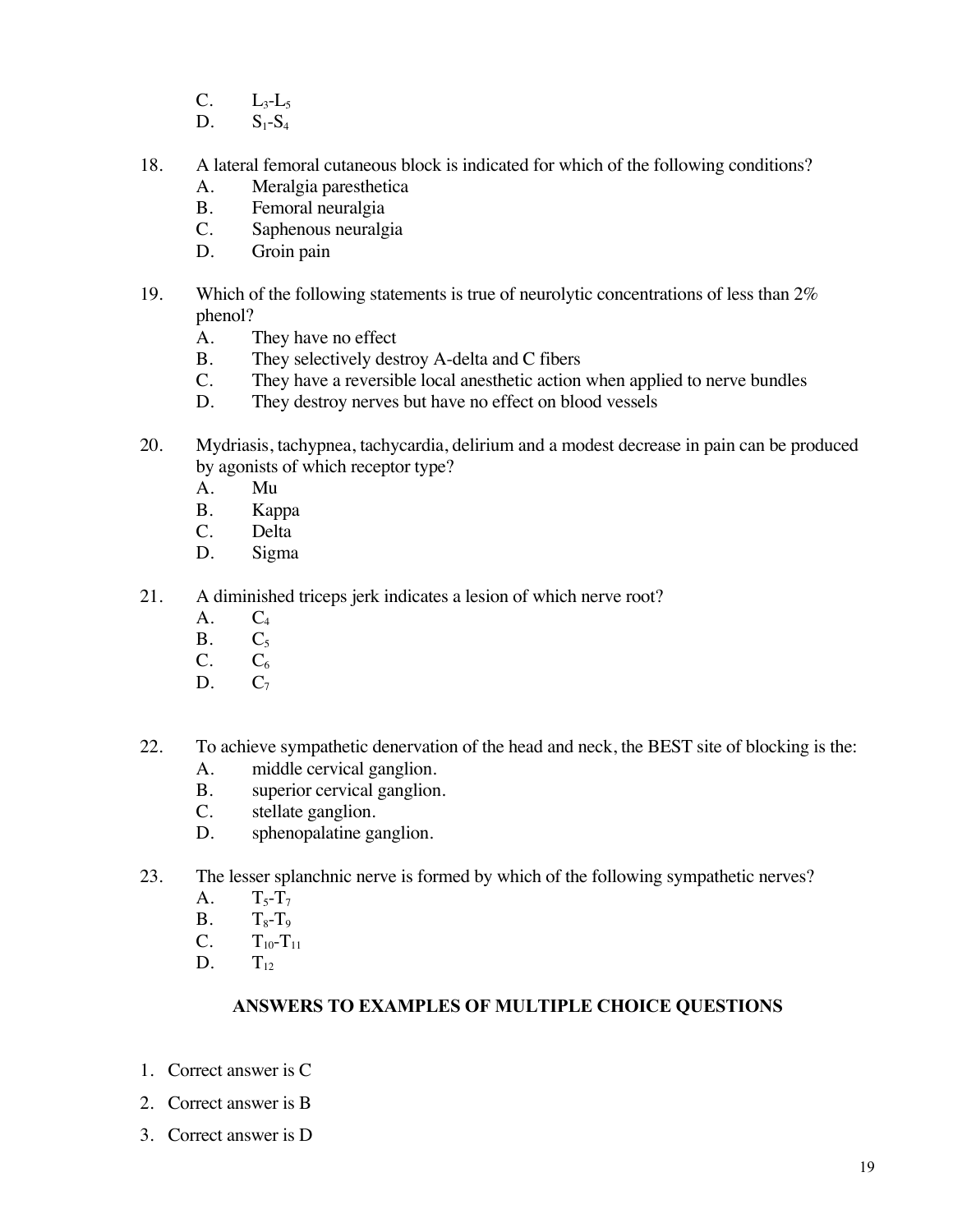C. $L_3$-$L_5$
D. $S_1$-$S_4$

18. A lateral femoral cutaneous block is indicated for which of the following conditions?
    A. Meralgia paresthetica
    B. Femoral neuralgia
    C. Saphenous neuralgia
    D. Groin pain

19. Which of the following statements is true of neurolytic concentrations of less than 2% phenol?
    A. They have no effect
    B. They selectively destroy A-delta and C fibers
    C. They have a reversible local anesthetic action when applied to nerve bundles
    D. They destroy nerves but have no effect on blood vessels

20. Mydriasis, tachypnea, tachycardia, delirium and a modest decrease in pain can be produced by agonists of which receptor type?
    A. Mu
    B. Kappa
    C. Delta
    D. Sigma

21. A diminished triceps jerk indicates a lesion of which nerve root?
    A. $C_4$
    B. $C_5$
    C. $C_6$
    D. $C_7$

22. To achieve sympathetic denervation of the head and neck, the BEST site of blocking is the:
    A. middle cervical ganglion.
    B. superior cervical ganglion.
    C. stellate ganglion.
    D. sphenopalatine ganglion.

23. The lesser splanchnic nerve is formed by which of the following sympathetic nerves?
    A. $T_5$-$T_7$
    B. $T_8$-$T_9$
    C. $T_{10}$-$T_{11}$
    D. $T_{12}$

**ANSWERS TO EXAMPLES OF MULTIPLE CHOICE QUESTIONS**

1. Correct answer is C
2. Correct answer is B
3. Correct answer is D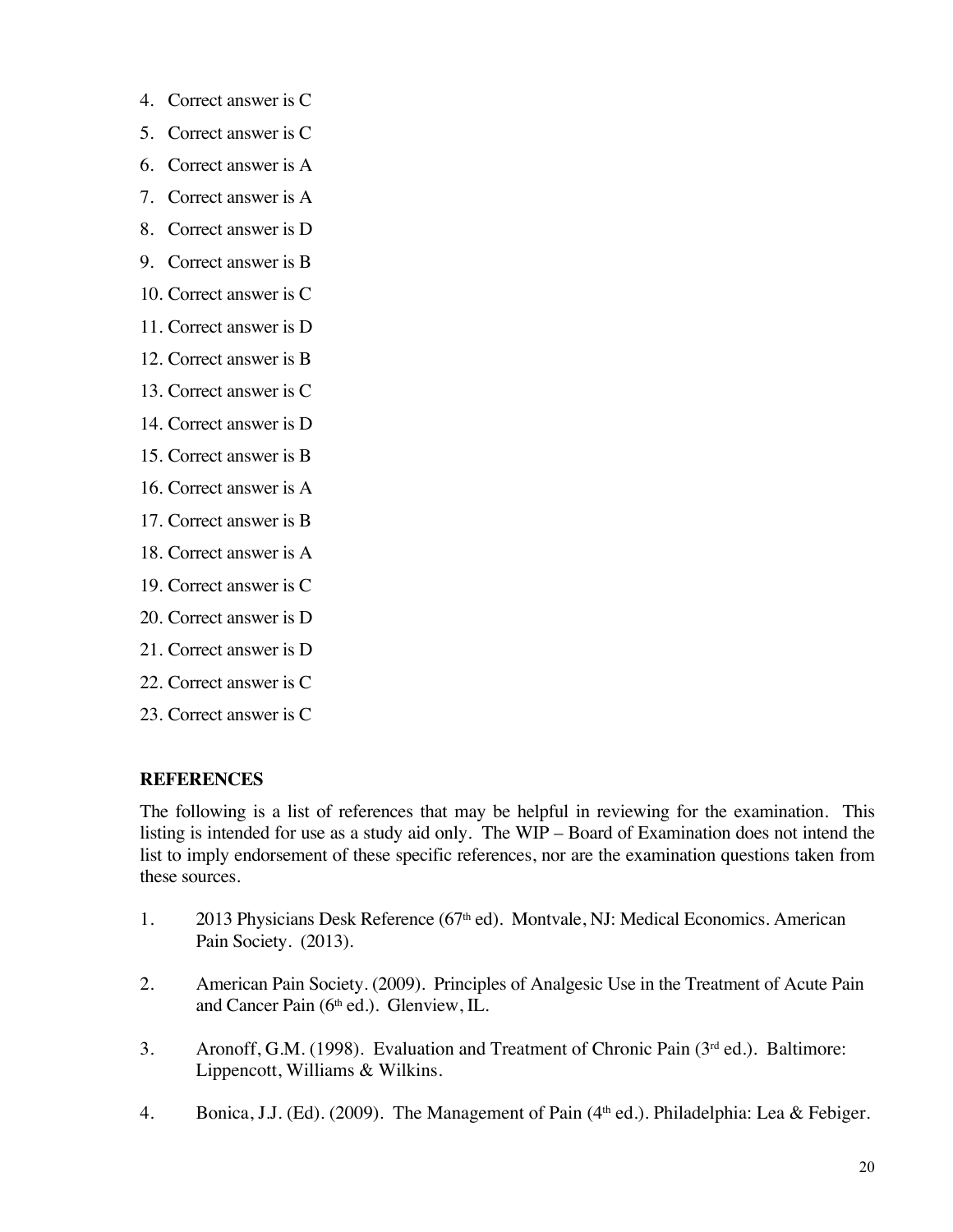4. Correct answer is C
5. Correct answer is C
6. Correct answer is A
7. Correct answer is A
8. Correct answer is D
9. Correct answer is B
10. Correct answer is C
11. Correct answer is D
12. Correct answer is B
13. Correct answer is C
14. Correct answer is D
15. Correct answer is B
16. Correct answer is A
17. Correct answer is B
18. Correct answer is A
19. Correct answer is C
20. Correct answer is D
21. Correct answer is D
22. Correct answer is C
23. Correct answer is C

## REFERENCES

The following is a list of references that may be helpful in reviewing for the examination. This listing is intended for use as a study aid only. The WIP – Board of Examination does not intend the list to imply endorsement of these specific references, nor are the examination questions taken from these sources.

1. 2013 Physicians Desk Reference (67th ed). Montvale, NJ: Medical Economics. American Pain Society. (2013).

2. American Pain Society. (2009). Principles of Analgesic Use in the Treatment of Acute Pain and Cancer Pain (6th ed.). Glenview, IL.

3. Aronoff, G.M. (1998). Evaluation and Treatment of Chronic Pain (3rd ed.). Baltimore: Lippencott, Williams & Wilkins.

4. Bonica, J.J. (Ed). (2009). The Management of Pain (4th ed.). Philadelphia: Lea & Febiger.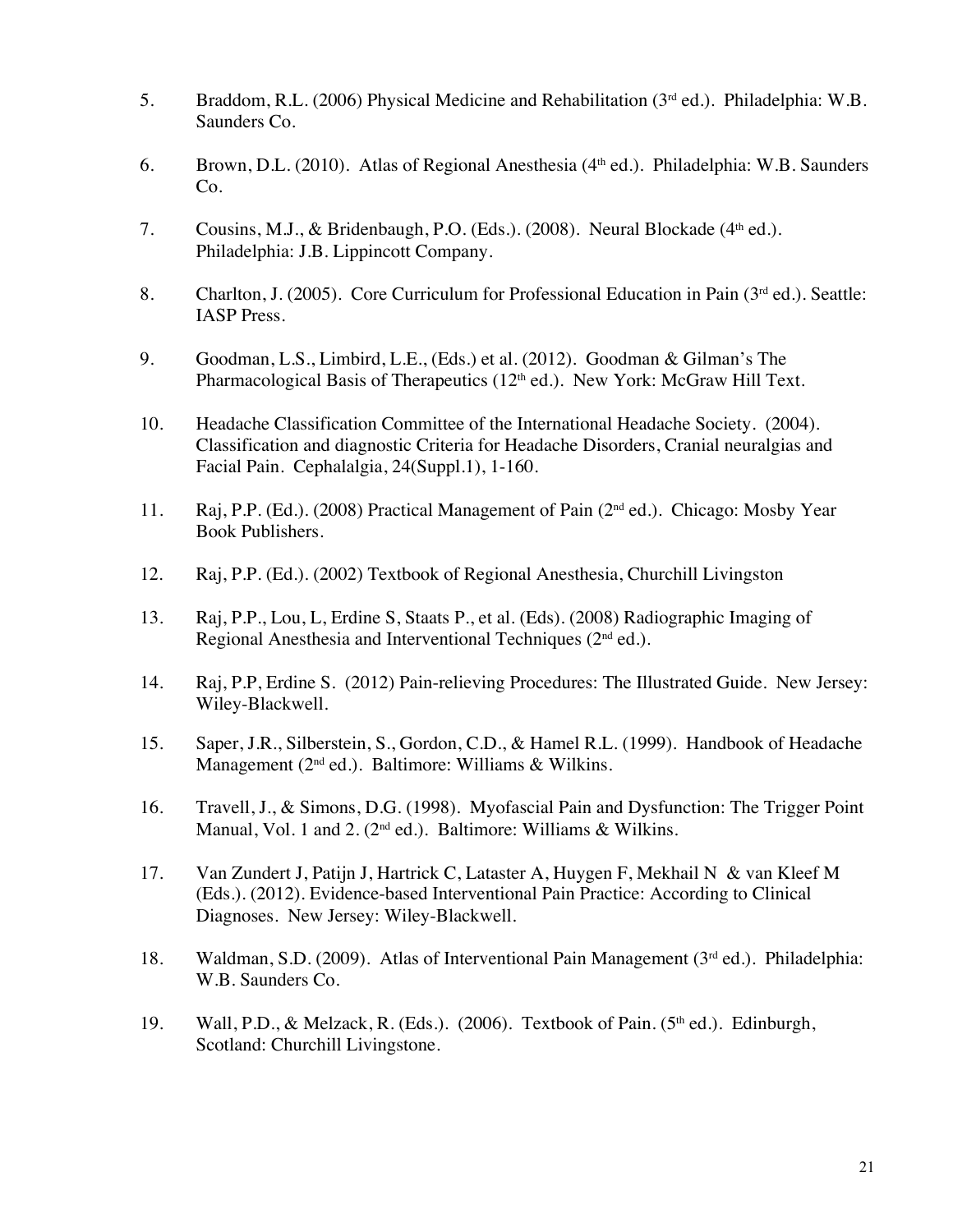5. Braddom, R.L. (2006) Physical Medicine and Rehabilitation (3rd ed.). Philadelphia: W.B. Saunders Co.

6. Brown, D.L. (2010). Atlas of Regional Anesthesia (4th ed.). Philadelphia: W.B. Saunders Co.

7. Cousins, M.J., & Bridenbaugh, P.O. (Eds.). (2008). Neural Blockade (4th ed.). Philadelphia: J.B. Lippincott Company.

8. Charlton, J. (2005). Core Curriculum for Professional Education in Pain (3rd ed.). Seattle: IASP Press.

9. Goodman, L.S., Limbird, L.E., (Eds.) et al. (2012). Goodman & Gilman's The Pharmacological Basis of Therapeutics (12th ed.). New York: McGraw Hill Text.

10. Headache Classification Committee of the International Headache Society. (2004). Classification and diagnostic Criteria for Headache Disorders, Cranial neuralgias and Facial Pain. Cephalalgia, 24(Suppl.1), 1-160.

11. Raj, P.P. (Ed.). (2008) Practical Management of Pain (2nd ed.). Chicago: Mosby Year Book Publishers.

12. Raj, P.P. (Ed.). (2002) Textbook of Regional Anesthesia, Churchill Livingston

13. Raj, P.P., Lou, L, Erdine S, Staats P., et al. (Eds). (2008) Radiographic Imaging of Regional Anesthesia and Interventional Techniques (2nd ed.).

14. Raj, P.P, Erdine S. (2012) Pain-relieving Procedures: The Illustrated Guide. New Jersey: Wiley-Blackwell.

15. Saper, J.R., Silberstein, S., Gordon, C.D., & Hamel R.L. (1999). Handbook of Headache Management (2nd ed.). Baltimore: Williams & Wilkins.

16. Travell, J., & Simons, D.G. (1998). Myofascial Pain and Dysfunction: The Trigger Point Manual, Vol. 1 and 2. (2nd ed.). Baltimore: Williams & Wilkins.

17. Van Zundert J, Patijn J, Hartrick C, Lataster A, Huygen F, Mekhail N & van Kleef M (Eds.). (2012). Evidence-based Interventional Pain Practice: According to Clinical Diagnoses. New Jersey: Wiley-Blackwell.

18. Waldman, S.D. (2009). Atlas of Interventional Pain Management (3rd ed.). Philadelphia: W.B. Saunders Co.

19. Wall, P.D., & Melzack, R. (Eds.). (2006). Textbook of Pain. (5th ed.). Edinburgh, Scotland: Churchill Livingstone.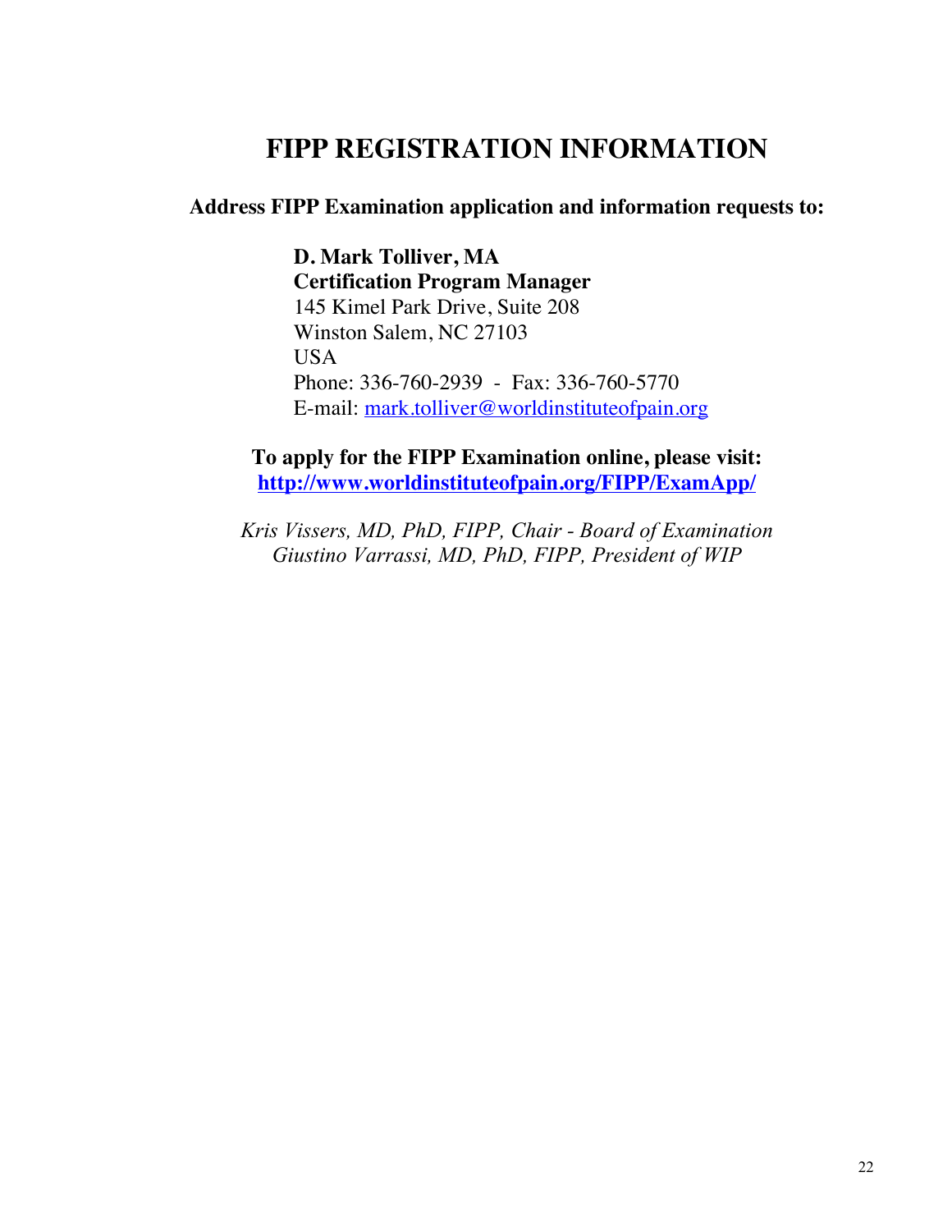# FIPP REGISTRATION INFORMATION

**Address FIPP Examination application and information requests to:**

**D. Mark Tolliver, MA**
**Certification Program Manager**
145 Kimel Park Drive, Suite 208
Winston Salem, NC 27103
USA
Phone: 336-760-2939 - Fax: 336-760-5770
E-mail: mark.tolliver@worldinstituteofpain.org

**To apply for the FIPP Examination online, please visit:**
**http://www.worldinstituteofpain.org/FIPP/ExamApp/**

*Kris Vissers, MD, PhD, FIPP, Chair - Board of Examination*
*Giustino Varrassi, MD, PhD, FIPP, President of WIP*